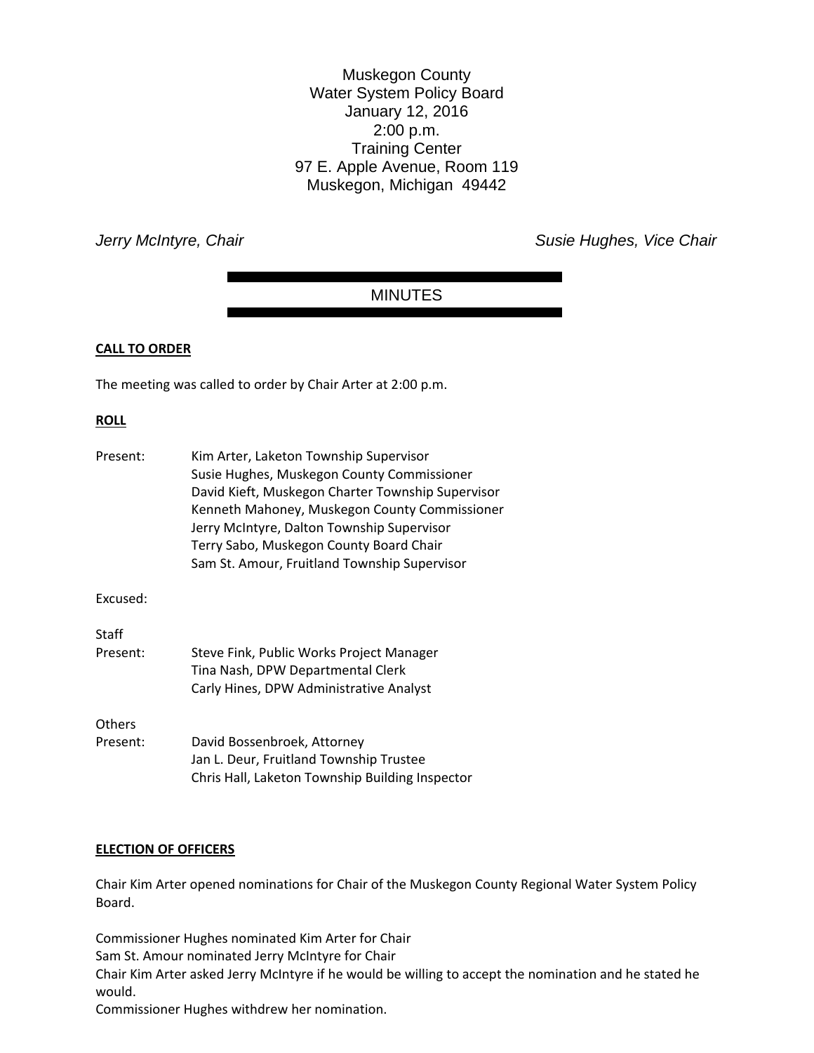Muskegon County
Water System Policy Board
January 12, 2016
2:00 p.m.
Training Center
97 E. Apple Avenue, Room 119
Muskegon, Michigan 49442

*Jerry McIntyre, Chair* *Susie Hughes, Vice Chair*

# MINUTES

**CALL TO ORDER**

The meeting was called to order by Chair Arter at 2:00 p.m.

**ROLL**

Present: Kim Arter, Laketon Township Supervisor
Susie Hughes, Muskegon County Commissioner
David Kieft, Muskegon Charter Township Supervisor
Kenneth Mahoney, Muskegon County Commissioner
Jerry McIntyre, Dalton Township Supervisor
Terry Sabo, Muskegon County Board Chair
Sam St. Amour, Fruitland Township Supervisor

Excused:

Staff
Present: Steve Fink, Public Works Project Manager
Tina Nash, DPW Departmental Clerk
Carly Hines, DPW Administrative Analyst

Others
Present: David Bossenbroek, Attorney
Jan L. Deur, Fruitland Township Trustee
Chris Hall, Laketon Township Building Inspector

**ELECTION OF OFFICERS**

Chair Kim Arter opened nominations for Chair of the Muskegon County Regional Water System Policy Board.

Commissioner Hughes nominated Kim Arter for Chair
Sam St. Amour nominated Jerry McIntyre for Chair
Chair Kim Arter asked Jerry McIntyre if he would be willing to accept the nomination and he stated he would.
Commissioner Hughes withdrew her nomination.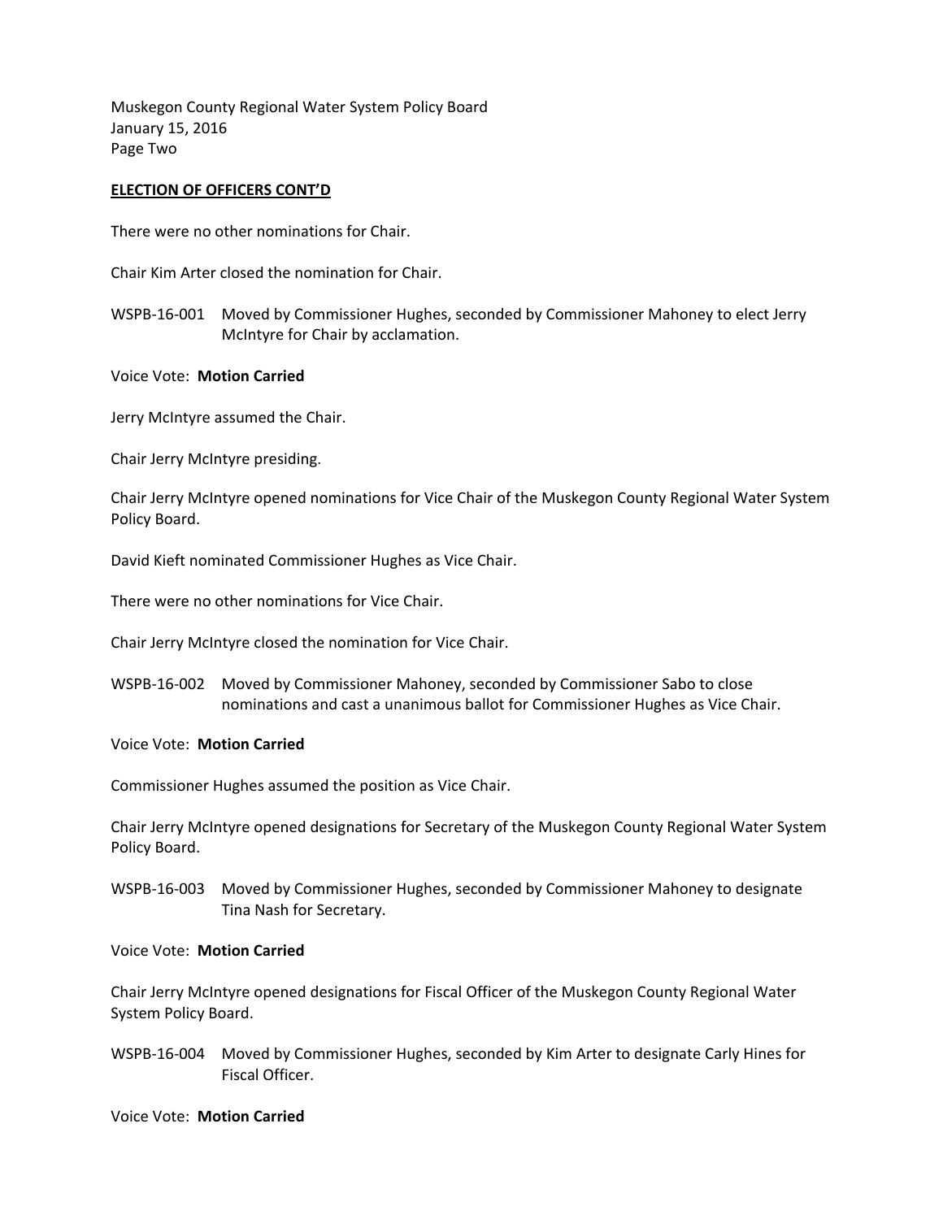## ELECTION OF OFFICERS CONT'D

There were no other nominations for Chair.

Chair Kim Arter closed the nomination for Chair.

WSPB-16-001 Moved by Commissioner Hughes, seconded by Commissioner Mahoney to elect Jerry McIntyre for Chair by acclamation.

Voice Vote: **Motion Carried**

Jerry McIntyre assumed the Chair.

Chair Jerry McIntyre presiding.

Chair Jerry McIntyre opened nominations for Vice Chair of the Muskegon County Regional Water System Policy Board.

David Kieft nominated Commissioner Hughes as Vice Chair.

There were no other nominations for Vice Chair.

Chair Jerry McIntyre closed the nomination for Vice Chair.

WSPB-16-002 Moved by Commissioner Mahoney, seconded by Commissioner Sabo to close nominations and cast a unanimous ballot for Commissioner Hughes as Vice Chair.

Voice Vote: **Motion Carried**

Commissioner Hughes assumed the position as Vice Chair.

Chair Jerry McIntyre opened designations for Secretary of the Muskegon County Regional Water System Policy Board.

WSPB-16-003 Moved by Commissioner Hughes, seconded by Commissioner Mahoney to designate Tina Nash for Secretary.

Voice Vote: **Motion Carried**

Chair Jerry McIntyre opened designations for Fiscal Officer of the Muskegon County Regional Water System Policy Board.

WSPB-16-004 Moved by Commissioner Hughes, seconded by Kim Arter to designate Carly Hines for Fiscal Officer.

Voice Vote: **Motion Carried**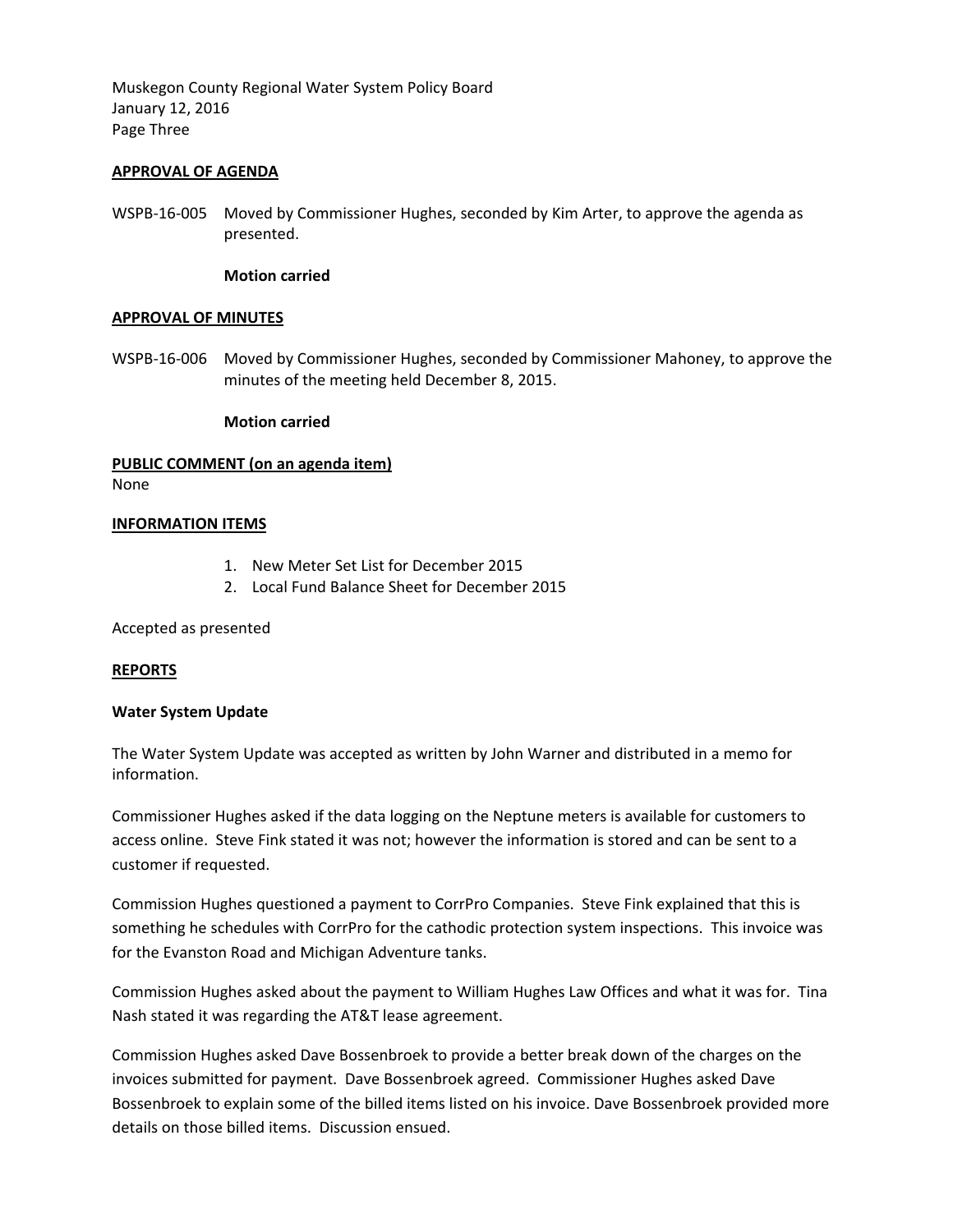Muskegon County Regional Water System Policy Board
January 12, 2016
Page Three

**APPROVAL OF AGENDA**

WSPB-16-005 Moved by Commissioner Hughes, seconded by Kim Arter, to approve the agenda as presented.

**Motion carried**

**APPROVAL OF MINUTES**

WSPB-16-006 Moved by Commissioner Hughes, seconded by Commissioner Mahoney, to approve the minutes of the meeting held December 8, 2015.

**Motion carried**

**PUBLIC COMMENT (on an agenda item)**
None

**INFORMATION ITEMS**

1. New Meter Set List for December 2015
2. Local Fund Balance Sheet for December 2015

Accepted as presented

**REPORTS**

**Water System Update**

The Water System Update was accepted as written by John Warner and distributed in a memo for information.

Commissioner Hughes asked if the data logging on the Neptune meters is available for customers to access online. Steve Fink stated it was not; however the information is stored and can be sent to a customer if requested.

Commission Hughes questioned a payment to CorrPro Companies. Steve Fink explained that this is something he schedules with CorrPro for the cathodic protection system inspections. This invoice was for the Evanston Road and Michigan Adventure tanks.

Commission Hughes asked about the payment to William Hughes Law Offices and what it was for. Tina Nash stated it was regarding the AT&T lease agreement.

Commission Hughes asked Dave Bossenbroek to provide a better break down of the charges on the invoices submitted for payment. Dave Bossenbroek agreed. Commissioner Hughes asked Dave Bossenbroek to explain some of the billed items listed on his invoice. Dave Bossenbroek provided more details on those billed items. Discussion ensued.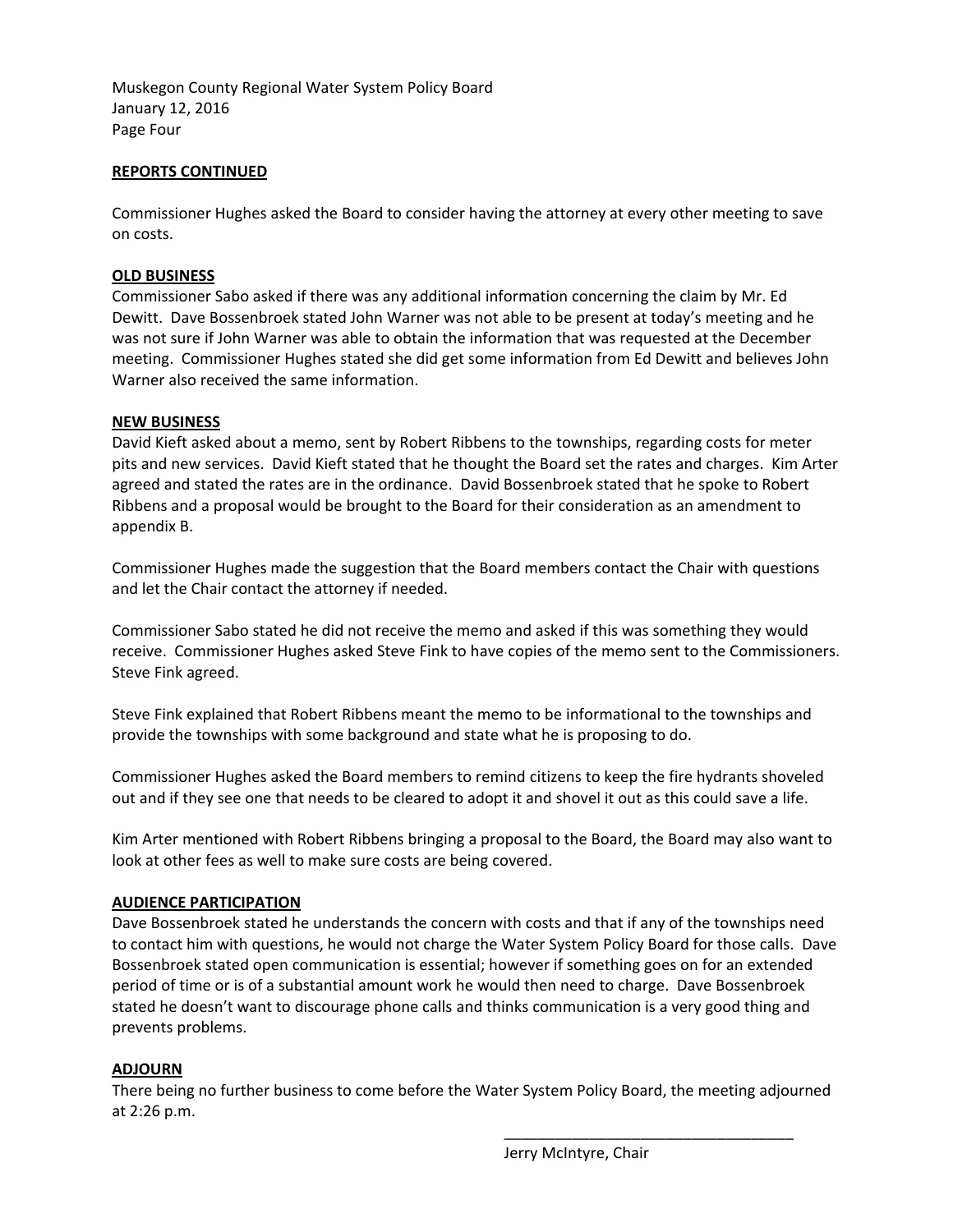**REPORTS CONTINUED**

Commissioner Hughes asked the Board to consider having the attorney at every other meeting to save on costs.

**OLD BUSINESS**

Commissioner Sabo asked if there was any additional information concerning the claim by Mr. Ed Dewitt. Dave Bossenbroek stated John Warner was not able to be present at today's meeting and he was not sure if John Warner was able to obtain the information that was requested at the December meeting. Commissioner Hughes stated she did get some information from Ed Dewitt and believes John Warner also received the same information.

**NEW BUSINESS**

David Kieft asked about a memo, sent by Robert Ribbens to the townships, regarding costs for meter pits and new services. David Kieft stated that he thought the Board set the rates and charges. Kim Arter agreed and stated the rates are in the ordinance. David Bossenbroek stated that he spoke to Robert Ribbens and a proposal would be brought to the Board for their consideration as an amendment to appendix B.

Commissioner Hughes made the suggestion that the Board members contact the Chair with questions and let the Chair contact the attorney if needed.

Commissioner Sabo stated he did not receive the memo and asked if this was something they would receive. Commissioner Hughes asked Steve Fink to have copies of the memo sent to the Commissioners. Steve Fink agreed.

Steve Fink explained that Robert Ribbens meant the memo to be informational to the townships and provide the townships with some background and state what he is proposing to do.

Commissioner Hughes asked the Board members to remind citizens to keep the fire hydrants shoveled out and if they see one that needs to be cleared to adopt it and shovel it out as this could save a life.

Kim Arter mentioned with Robert Ribbens bringing a proposal to the Board, the Board may also want to look at other fees as well to make sure costs are being covered.

**AUDIENCE PARTICIPATION**

Dave Bossenbroek stated he understands the concern with costs and that if any of the townships need to contact him with questions, he would not charge the Water System Policy Board for those calls. Dave Bossenbroek stated open communication is essential; however if something goes on for an extended period of time or is of a substantial amount work he would then need to charge. Dave Bossenbroek stated he doesn't want to discourage phone calls and thinks communication is a very good thing and prevents problems.

**ADJOURN**

There being no further business to come before the Water System Policy Board, the meeting adjourned at 2:26 p.m.

\_\_\_\_\_\_\_\_\_\_\_\_\_\_\_\_\_\_\_\_\_\_\_\_\_\_\_\_\_\_\_\_\_\_\_

Jerry McIntyre, Chair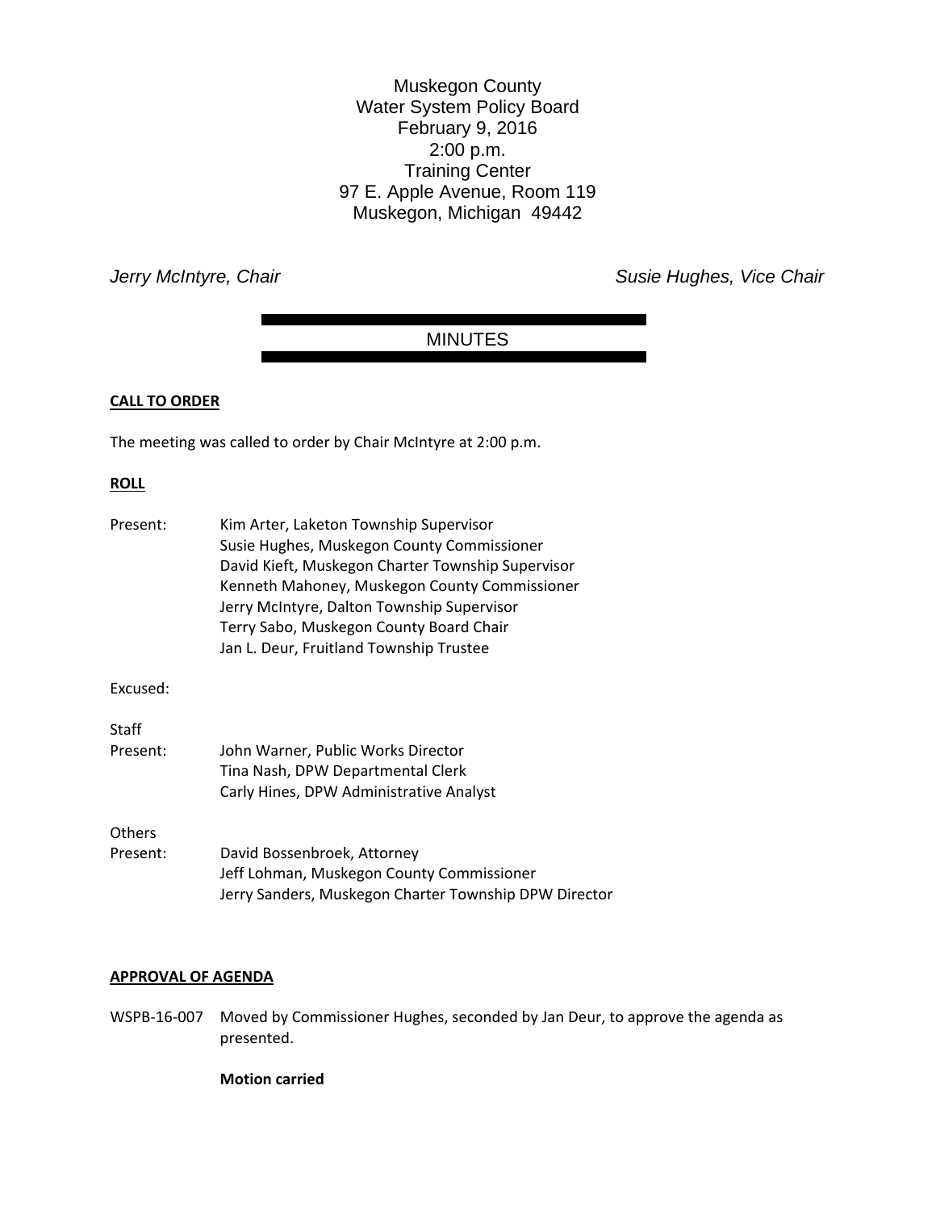Muskegon County
Water System Policy Board
February 9, 2016
2:00 p.m.
Training Center
97 E. Apple Avenue, Room 119
Muskegon, Michigan 49442

*Jerry McIntyre, Chair* *Susie Hughes, Vice Chair*

## MINUTES

**CALL TO ORDER**

The meeting was called to order by Chair McIntyre at 2:00 p.m.

**ROLL**

Present: Kim Arter, Laketon Township Supervisor
Susie Hughes, Muskegon County Commissioner
David Kieft, Muskegon Charter Township Supervisor
Kenneth Mahoney, Muskegon County Commissioner
Jerry McIntyre, Dalton Township Supervisor
Terry Sabo, Muskegon County Board Chair
Jan L. Deur, Fruitland Township Trustee

Excused:

Staff
Present: John Warner, Public Works Director
Tina Nash, DPW Departmental Clerk
Carly Hines, DPW Administrative Analyst

Others
Present: David Bossenbroek, Attorney
Jeff Lohman, Muskegon County Commissioner
Jerry Sanders, Muskegon Charter Township DPW Director

**APPROVAL OF AGENDA**

WSPB-16-007 Moved by Commissioner Hughes, seconded by Jan Deur, to approve the agenda as presented.

**Motion carried**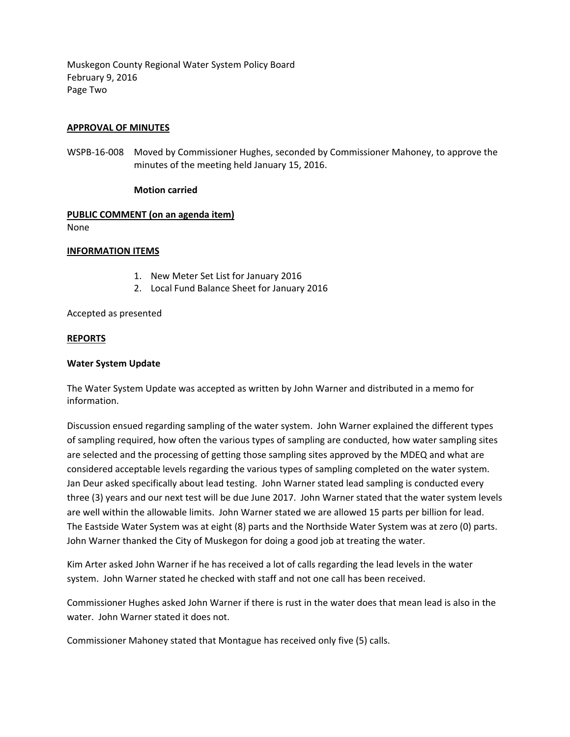**APPROVAL OF MINUTES**

WSPB-16-008 Moved by Commissioner Hughes, seconded by Commissioner Mahoney, to approve the minutes of the meeting held January 15, 2016.

**Motion carried**

**PUBLIC COMMENT (on an agenda item)**

None

**INFORMATION ITEMS**

1. New Meter Set List for January 2016
2. Local Fund Balance Sheet for January 2016

Accepted as presented

**REPORTS**

**Water System Update**

The Water System Update was accepted as written by John Warner and distributed in a memo for information.

Discussion ensued regarding sampling of the water system. John Warner explained the different types of sampling required, how often the various types of sampling are conducted, how water sampling sites are selected and the processing of getting those sampling sites approved by the MDEQ and what are considered acceptable levels regarding the various types of sampling completed on the water system. Jan Deur asked specifically about lead testing. John Warner stated lead sampling is conducted every three (3) years and our next test will be due June 2017. John Warner stated that the water system levels are well within the allowable limits. John Warner stated we are allowed 15 parts per billion for lead. The Eastside Water System was at eight (8) parts and the Northside Water System was at zero (0) parts. John Warner thanked the City of Muskegon for doing a good job at treating the water.

Kim Arter asked John Warner if he has received a lot of calls regarding the lead levels in the water system. John Warner stated he checked with staff and not one call has been received.

Commissioner Hughes asked John Warner if there is rust in the water does that mean lead is also in the water. John Warner stated it does not.

Commissioner Mahoney stated that Montague has received only five (5) calls.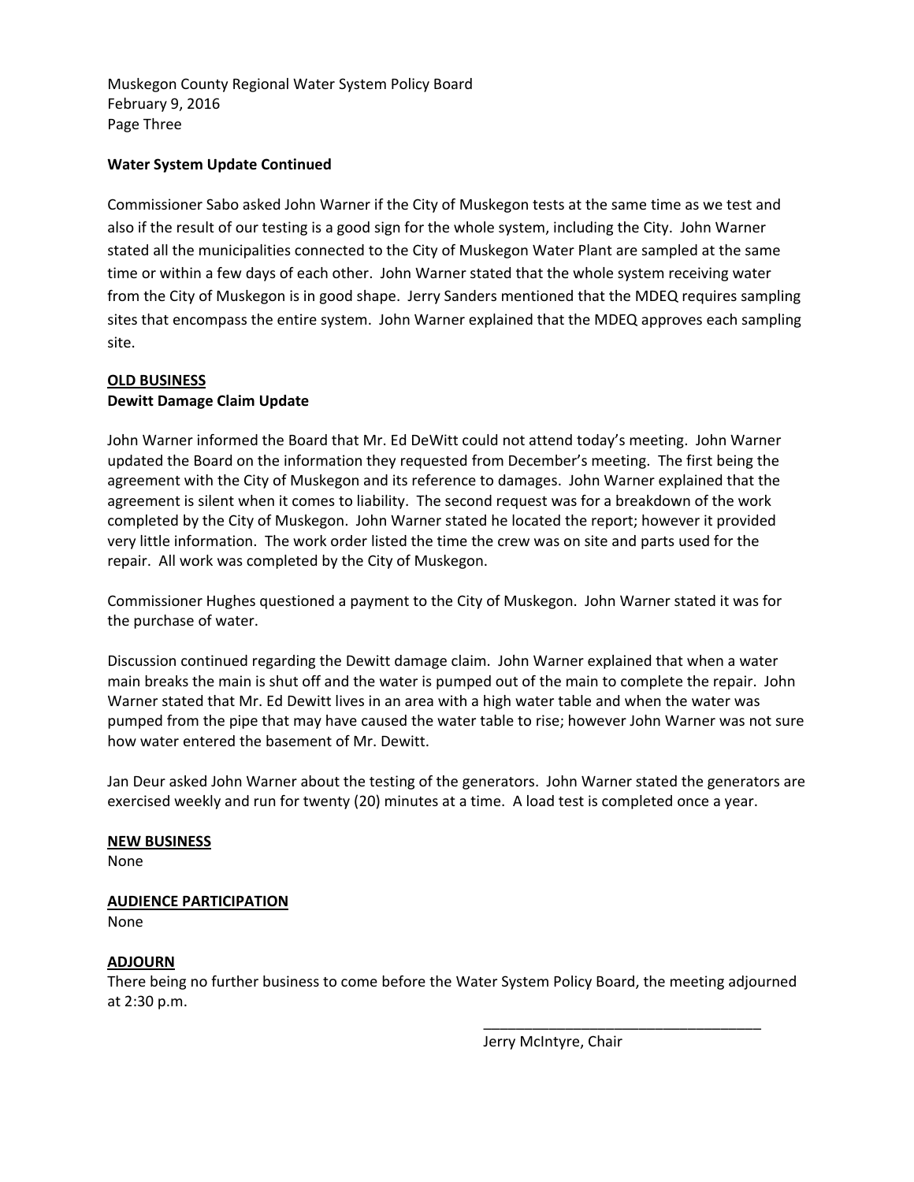Muskegon County Regional Water System Policy Board
February 9, 2016
Page Three

**Water System Update Continued**

Commissioner Sabo asked John Warner if the City of Muskegon tests at the same time as we test and also if the result of our testing is a good sign for the whole system, including the City. John Warner stated all the municipalities connected to the City of Muskegon Water Plant are sampled at the same time or within a few days of each other. John Warner stated that the whole system receiving water from the City of Muskegon is in good shape. Jerry Sanders mentioned that the MDEQ requires sampling sites that encompass the entire system. John Warner explained that the MDEQ approves each sampling site.

**OLD BUSINESS**

**Dewitt Damage Claim Update**

John Warner informed the Board that Mr. Ed DeWitt could not attend today's meeting. John Warner updated the Board on the information they requested from December's meeting. The first being the agreement with the City of Muskegon and its reference to damages. John Warner explained that the agreement is silent when it comes to liability. The second request was for a breakdown of the work completed by the City of Muskegon. John Warner stated he located the report; however it provided very little information. The work order listed the time the crew was on site and parts used for the repair. All work was completed by the City of Muskegon.

Commissioner Hughes questioned a payment to the City of Muskegon. John Warner stated it was for the purchase of water.

Discussion continued regarding the Dewitt damage claim. John Warner explained that when a water main breaks the main is shut off and the water is pumped out of the main to complete the repair. John Warner stated that Mr. Ed Dewitt lives in an area with a high water table and when the water was pumped from the pipe that may have caused the water table to rise; however John Warner was not sure how water entered the basement of Mr. Dewitt.

Jan Deur asked John Warner about the testing of the generators. John Warner stated the generators are exercised weekly and run for twenty (20) minutes at a time. A load test is completed once a year.

**NEW BUSINESS**

None

**AUDIENCE PARTICIPATION**

None

**ADJOURN**

There being no further business to come before the Water System Policy Board, the meeting adjourned at 2:30 p.m.

\_\_\_\_\_\_\_\_\_\_\_\_\_\_\_\_\_\_\_\_\_\_\_\_\_\_\_\_\_\_\_\_\_\_\_\_

Jerry McIntyre, Chair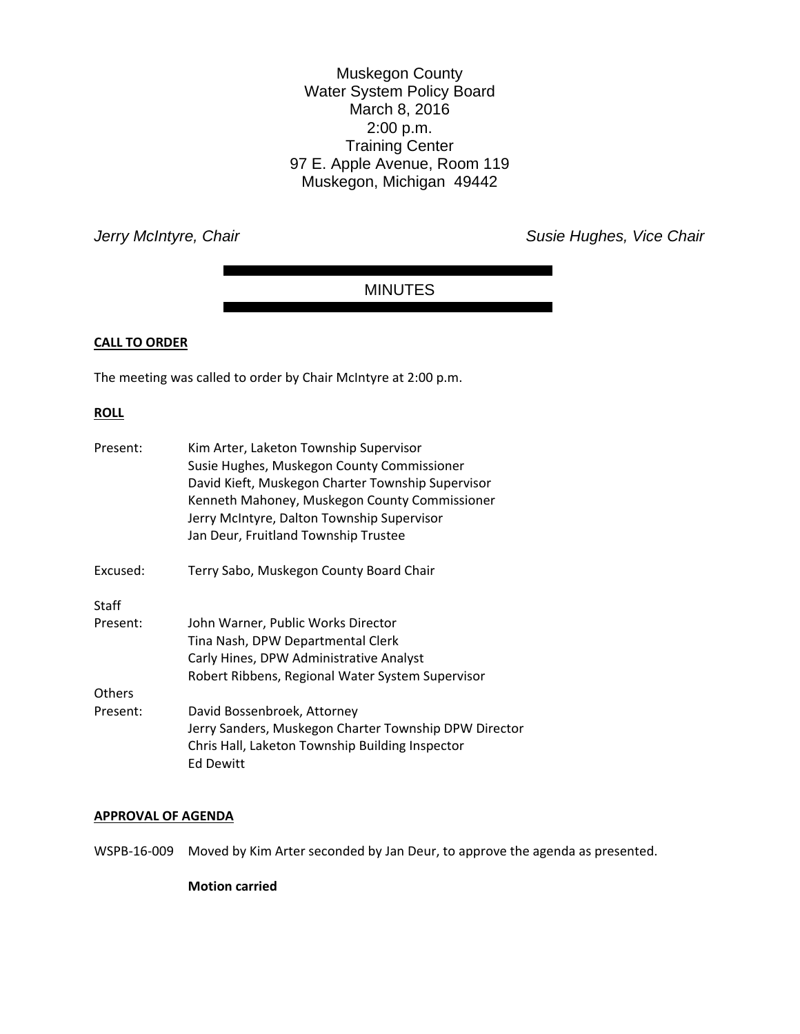Muskegon County
Water System Policy Board
March 8, 2016
2:00 p.m.
Training Center
97 E. Apple Avenue, Room 119
Muskegon, Michigan 49442

*Jerry McIntyre, Chair* *Susie Hughes, Vice Chair*

## MINUTES

**CALL TO ORDER**

The meeting was called to order by Chair McIntyre at 2:00 p.m.

**ROLL**

Present: Kim Arter, Laketon Township Supervisor
Susie Hughes, Muskegon County Commissioner
David Kieft, Muskegon Charter Township Supervisor
Kenneth Mahoney, Muskegon County Commissioner
Jerry McIntyre, Dalton Township Supervisor
Jan Deur, Fruitland Township Trustee

Excused: Terry Sabo, Muskegon County Board Chair

Staff Present: John Warner, Public Works Director
Tina Nash, DPW Departmental Clerk
Carly Hines, DPW Administrative Analyst
Robert Ribbens, Regional Water System Supervisor

Others Present: David Bossenbroek, Attorney
Jerry Sanders, Muskegon Charter Township DPW Director
Chris Hall, Laketon Township Building Inspector
Ed Dewitt

**APPROVAL OF AGENDA**

WSPB-16-009 Moved by Kim Arter seconded by Jan Deur, to approve the agenda as presented.

**Motion carried**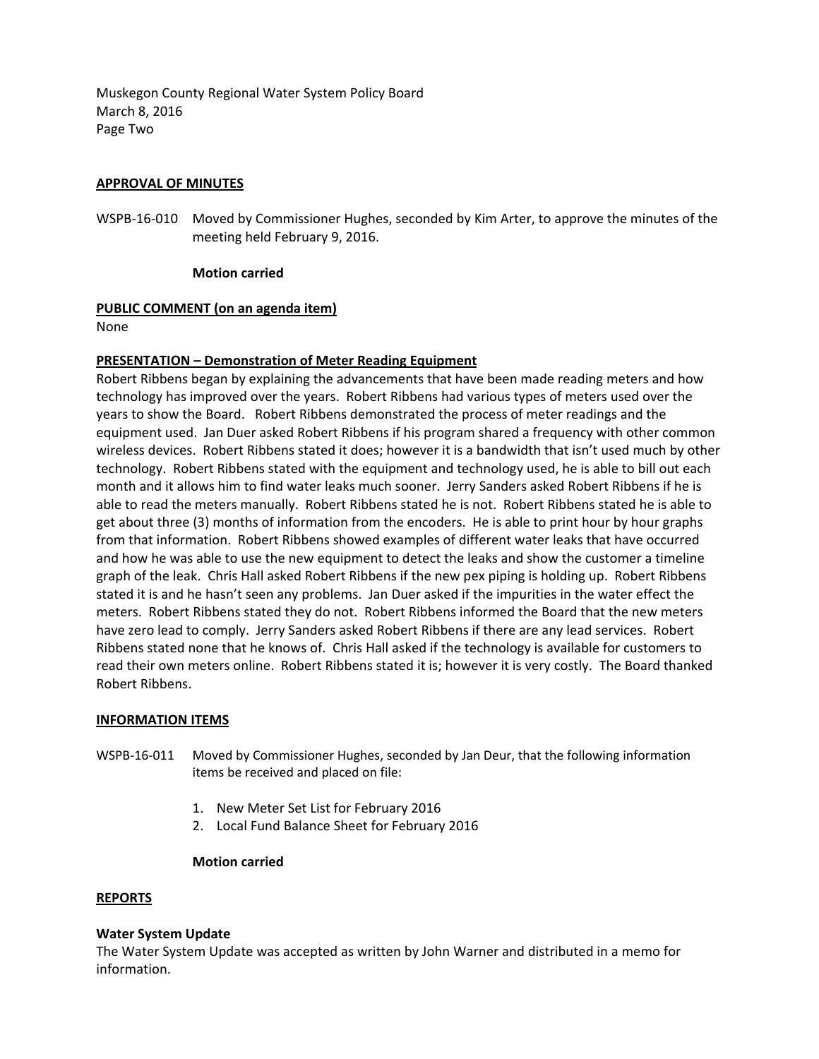Muskegon County Regional Water System Policy Board
March 8, 2016
Page Two

**APPROVAL OF MINUTES**

WSPB-16-010 Moved by Commissioner Hughes, seconded by Kim Arter, to approve the minutes of the meeting held February 9, 2016.

**Motion carried**

**PUBLIC COMMENT (on an agenda item)**

None

**PRESENTATION – Demonstration of Meter Reading Equipment**

Robert Ribbens began by explaining the advancements that have been made reading meters and how technology has improved over the years. Robert Ribbens had various types of meters used over the years to show the Board. Robert Ribbens demonstrated the process of meter readings and the equipment used. Jan Duer asked Robert Ribbens if his program shared a frequency with other common wireless devices. Robert Ribbens stated it does; however it is a bandwidth that isn't used much by other technology. Robert Ribbens stated with the equipment and technology used, he is able to bill out each month and it allows him to find water leaks much sooner. Jerry Sanders asked Robert Ribbens if he is able to read the meters manually. Robert Ribbens stated he is not. Robert Ribbens stated he is able to get about three (3) months of information from the encoders. He is able to print hour by hour graphs from that information. Robert Ribbens showed examples of different water leaks that have occurred and how he was able to use the new equipment to detect the leaks and show the customer a timeline graph of the leak. Chris Hall asked Robert Ribbens if the new pex piping is holding up. Robert Ribbens stated it is and he hasn't seen any problems. Jan Duer asked if the impurities in the water effect the meters. Robert Ribbens stated they do not. Robert Ribbens informed the Board that the new meters have zero lead to comply. Jerry Sanders asked Robert Ribbens if there are any lead services. Robert Ribbens stated none that he knows of. Chris Hall asked if the technology is available for customers to read their own meters online. Robert Ribbens stated it is; however it is very costly. The Board thanked Robert Ribbens.

**INFORMATION ITEMS**

WSPB-16-011 Moved by Commissioner Hughes, seconded by Jan Deur, that the following information items be received and placed on file:

1. New Meter Set List for February 2016
2. Local Fund Balance Sheet for February 2016

**Motion carried**

**REPORTS**

**Water System Update**

The Water System Update was accepted as written by John Warner and distributed in a memo for information.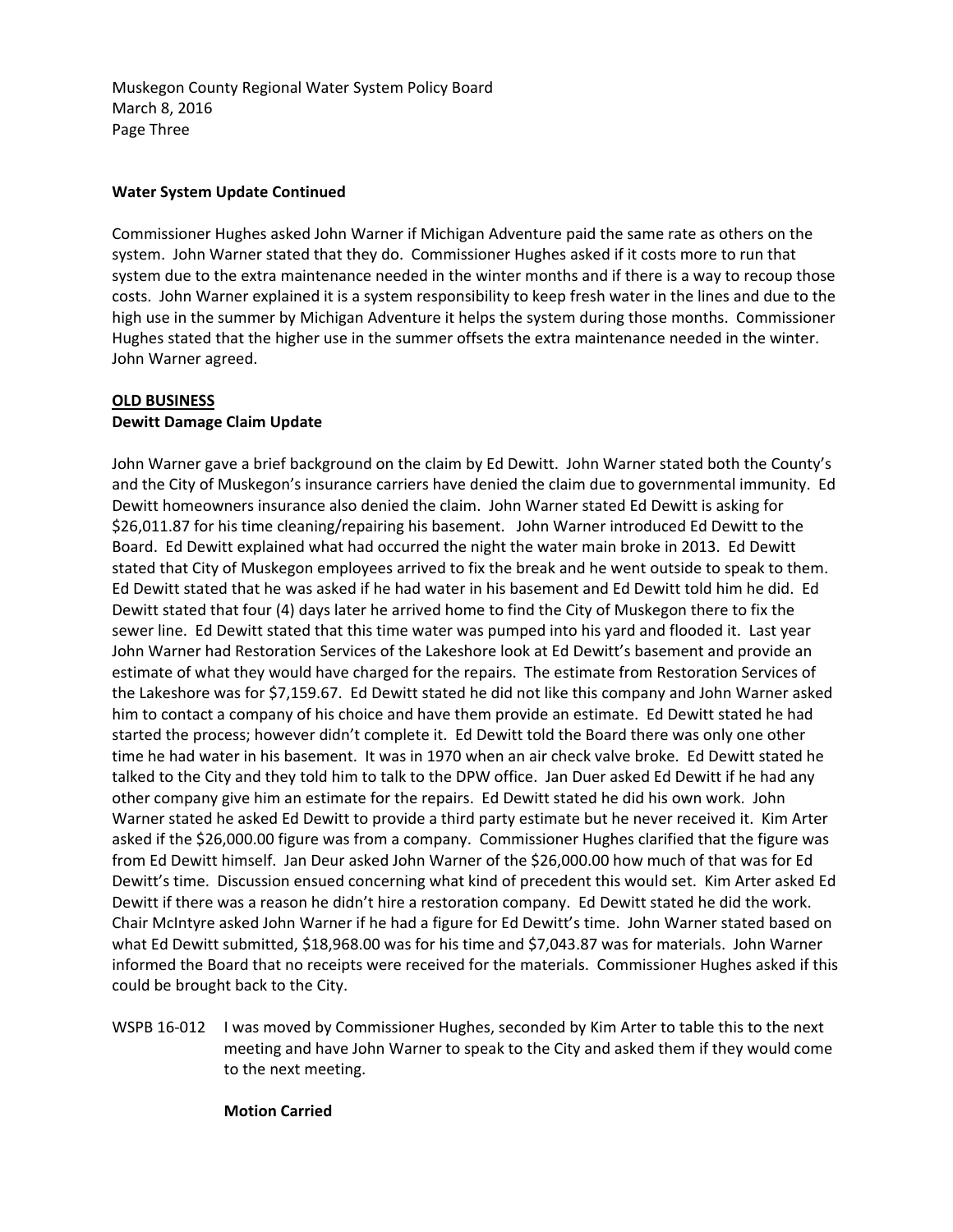Muskegon County Regional Water System Policy Board
March 8, 2016
Page Three

**Water System Update Continued**

Commissioner Hughes asked John Warner if Michigan Adventure paid the same rate as others on the system. John Warner stated that they do. Commissioner Hughes asked if it costs more to run that system due to the extra maintenance needed in the winter months and if there is a way to recoup those costs. John Warner explained it is a system responsibility to keep fresh water in the lines and due to the high use in the summer by Michigan Adventure it helps the system during those months. Commissioner Hughes stated that the higher use in the summer offsets the extra maintenance needed in the winter. John Warner agreed.

**OLD BUSINESS**

**Dewitt Damage Claim Update**

John Warner gave a brief background on the claim by Ed Dewitt. John Warner stated both the County's and the City of Muskegon's insurance carriers have denied the claim due to governmental immunity. Ed Dewitt homeowners insurance also denied the claim. John Warner stated Ed Dewitt is asking for $26,011.87 for his time cleaning/repairing his basement. John Warner introduced Ed Dewitt to the Board. Ed Dewitt explained what had occurred the night the water main broke in 2013. Ed Dewitt stated that City of Muskegon employees arrived to fix the break and he went outside to speak to them. Ed Dewitt stated that he was asked if he had water in his basement and Ed Dewitt told him he did. Ed Dewitt stated that four (4) days later he arrived home to find the City of Muskegon there to fix the sewer line. Ed Dewitt stated that this time water was pumped into his yard and flooded it. Last year John Warner had Restoration Services of the Lakeshore look at Ed Dewitt's basement and provide an estimate of what they would have charged for the repairs. The estimate from Restoration Services of the Lakeshore was for $7,159.67. Ed Dewitt stated he did not like this company and John Warner asked him to contact a company of his choice and have them provide an estimate. Ed Dewitt stated he had started the process; however didn't complete it. Ed Dewitt told the Board there was only one other time he had water in his basement. It was in 1970 when an air check valve broke. Ed Dewitt stated he talked to the City and they told him to talk to the DPW office. Jan Duer asked Ed Dewitt if he had any other company give him an estimate for the repairs. Ed Dewitt stated he did his own work. John Warner stated he asked Ed Dewitt to provide a third party estimate but he never received it. Kim Arter asked if the $26,000.00 figure was from a company. Commissioner Hughes clarified that the figure was from Ed Dewitt himself. Jan Deur asked John Warner of the $26,000.00 how much of that was for Ed Dewitt's time. Discussion ensued concerning what kind of precedent this would set. Kim Arter asked Ed Dewitt if there was a reason he didn't hire a restoration company. Ed Dewitt stated he did the work. Chair McIntyre asked John Warner if he had a figure for Ed Dewitt's time. John Warner stated based on what Ed Dewitt submitted, $18,968.00 was for his time and $7,043.87 was for materials. John Warner informed the Board that no receipts were received for the materials. Commissioner Hughes asked if this could be brought back to the City.

WSPB 16-012 I was moved by Commissioner Hughes, seconded by Kim Arter to table this to the next meeting and have John Warner to speak to the City and asked them if they would come to the next meeting.

**Motion Carried**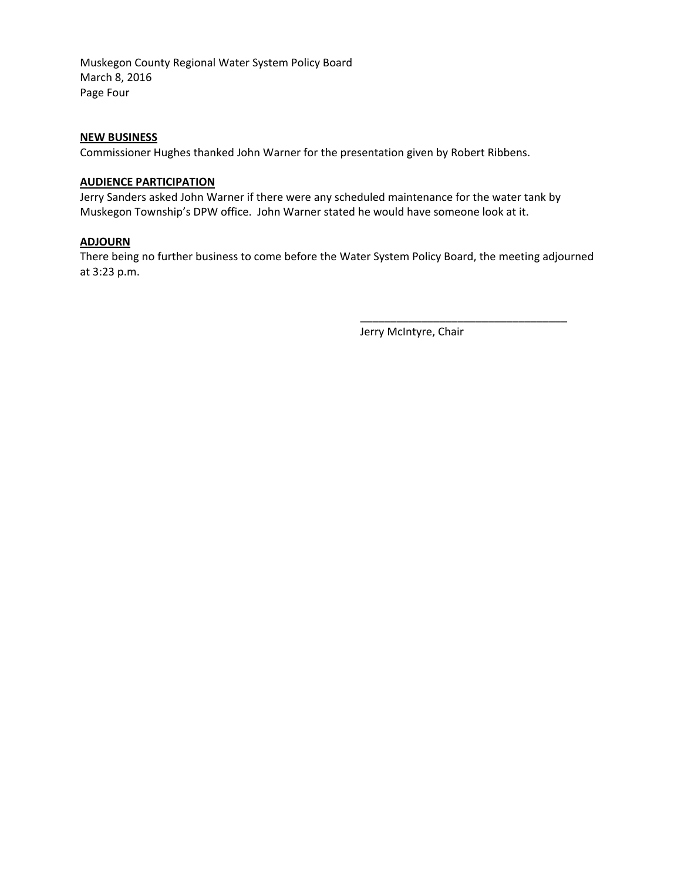**NEW BUSINESS**

Commissioner Hughes thanked John Warner for the presentation given by Robert Ribbens.

**AUDIENCE PARTICIPATION**

Jerry Sanders asked John Warner if there were any scheduled maintenance for the water tank by Muskegon Township's DPW office. John Warner stated he would have someone look at it.

**ADJOURN**

There being no further business to come before the Water System Policy Board, the meeting adjourned at 3:23 p.m.

\_\_\_\_\_\_\_\_\_\_\_\_\_\_\_\_\_\_\_\_\_\_\_\_\_\_\_\_\_\_\_\_\_\_

Jerry McIntyre, Chair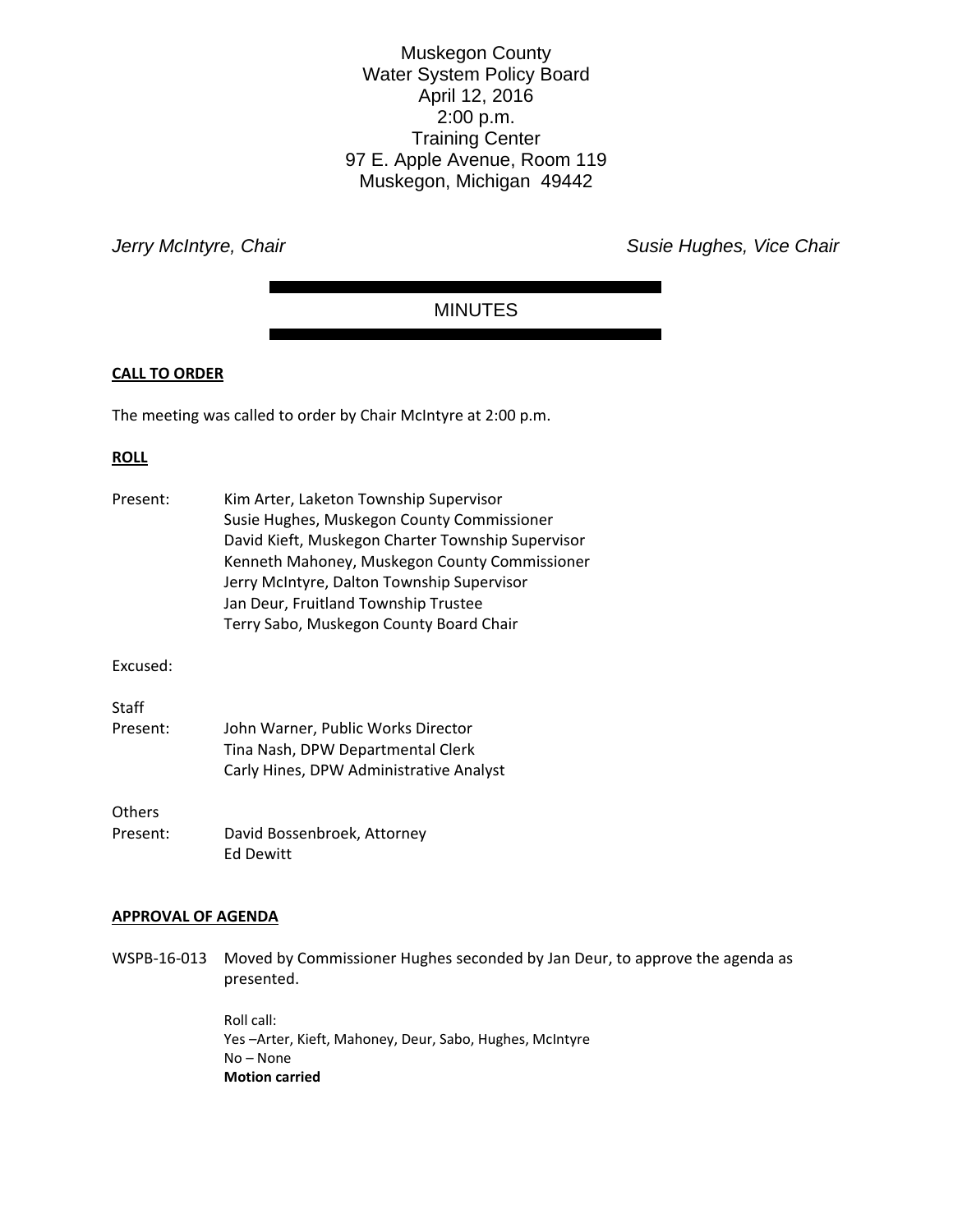Muskegon County
Water System Policy Board
April 12, 2016
2:00 p.m.
Training Center
97 E. Apple Avenue, Room 119
Muskegon, Michigan 49442

*Jerry McIntyre, Chair* *Susie Hughes, Vice Chair*

# MINUTES

**CALL TO ORDER**

The meeting was called to order by Chair McIntyre at 2:00 p.m.

**ROLL**

Present: Kim Arter, Laketon Township Supervisor
Susie Hughes, Muskegon County Commissioner
David Kieft, Muskegon Charter Township Supervisor
Kenneth Mahoney, Muskegon County Commissioner
Jerry McIntyre, Dalton Township Supervisor
Jan Deur, Fruitland Township Trustee
Terry Sabo, Muskegon County Board Chair

Excused:

Staff
Present: John Warner, Public Works Director
Tina Nash, DPW Departmental Clerk
Carly Hines, DPW Administrative Analyst

Others
Present: David Bossenbroek, Attorney
Ed Dewitt

**APPROVAL OF AGENDA**

WSPB-16-013 Moved by Commissioner Hughes seconded by Jan Deur, to approve the agenda as presented.

Roll call:
Yes –Arter, Kieft, Mahoney, Deur, Sabo, Hughes, McIntyre
No – None
**Motion carried**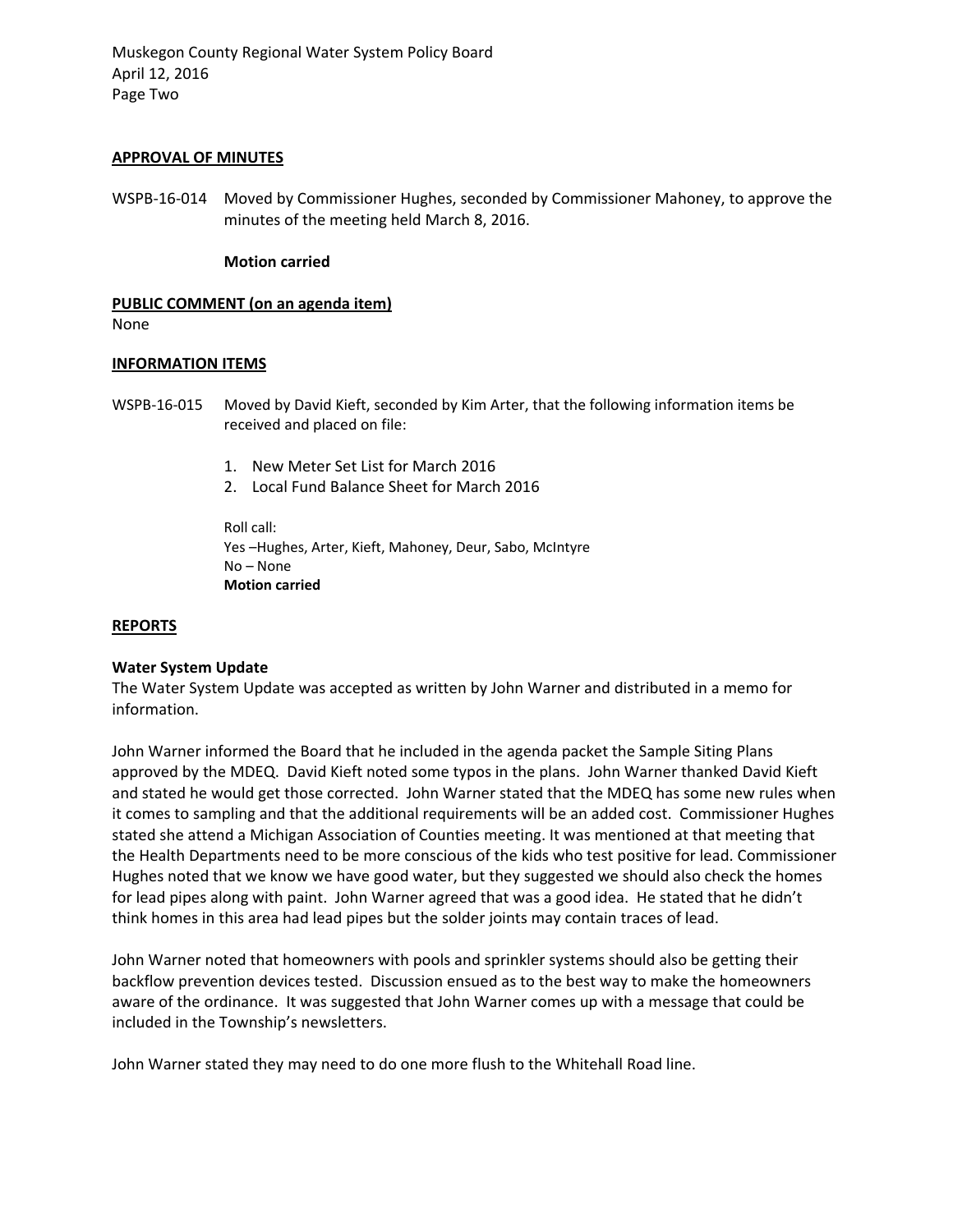**APPROVAL OF MINUTES**

WSPB-16-014 Moved by Commissioner Hughes, seconded by Commissioner Mahoney, to approve the minutes of the meeting held March 8, 2016.

**Motion carried**

**PUBLIC COMMENT (on an agenda item)**

None

**INFORMATION ITEMS**

WSPB-16-015 Moved by David Kieft, seconded by Kim Arter, that the following information items be received and placed on file:

1. New Meter Set List for March 2016
2. Local Fund Balance Sheet for March 2016

Roll call:
Yes –Hughes, Arter, Kieft, Mahoney, Deur, Sabo, McIntyre
No – None
**Motion carried**

**REPORTS**

**Water System Update**

The Water System Update was accepted as written by John Warner and distributed in a memo for information.

John Warner informed the Board that he included in the agenda packet the Sample Siting Plans approved by the MDEQ. David Kieft noted some typos in the plans. John Warner thanked David Kieft and stated he would get those corrected. John Warner stated that the MDEQ has some new rules when it comes to sampling and that the additional requirements will be an added cost. Commissioner Hughes stated she attend a Michigan Association of Counties meeting. It was mentioned at that meeting that the Health Departments need to be more conscious of the kids who test positive for lead. Commissioner Hughes noted that we know we have good water, but they suggested we should also check the homes for lead pipes along with paint. John Warner agreed that was a good idea. He stated that he didn't think homes in this area had lead pipes but the solder joints may contain traces of lead.

John Warner noted that homeowners with pools and sprinkler systems should also be getting their backflow prevention devices tested. Discussion ensued as to the best way to make the homeowners aware of the ordinance. It was suggested that John Warner comes up with a message that could be included in the Township's newsletters.

John Warner stated they may need to do one more flush to the Whitehall Road line.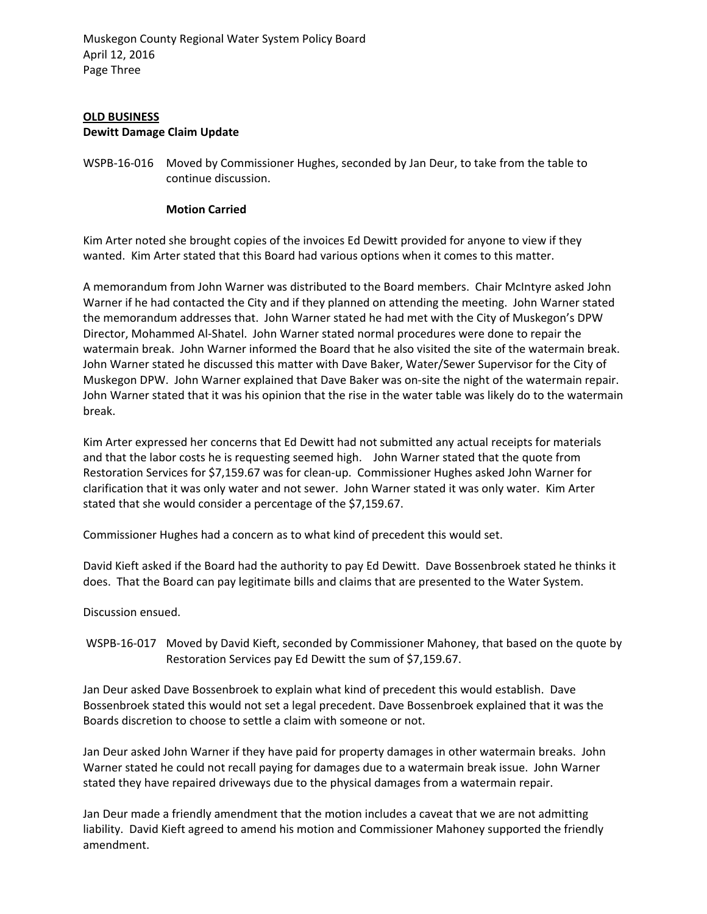**OLD BUSINESS**

**Dewitt Damage Claim Update**

WSPB-16-016 Moved by Commissioner Hughes, seconded by Jan Deur, to take from the table to continue discussion.

**Motion Carried**

Kim Arter noted she brought copies of the invoices Ed Dewitt provided for anyone to view if they wanted. Kim Arter stated that this Board had various options when it comes to this matter.

A memorandum from John Warner was distributed to the Board members. Chair McIntyre asked John Warner if he had contacted the City and if they planned on attending the meeting. John Warner stated the memorandum addresses that. John Warner stated he had met with the City of Muskegon's DPW Director, Mohammed Al-Shatel. John Warner stated normal procedures were done to repair the watermain break. John Warner informed the Board that he also visited the site of the watermain break. John Warner stated he discussed this matter with Dave Baker, Water/Sewer Supervisor for the City of Muskegon DPW. John Warner explained that Dave Baker was on-site the night of the watermain repair. John Warner stated that it was his opinion that the rise in the water table was likely do to the watermain break.

Kim Arter expressed her concerns that Ed Dewitt had not submitted any actual receipts for materials and that the labor costs he is requesting seemed high. John Warner stated that the quote from Restoration Services for $7,159.67 was for clean-up. Commissioner Hughes asked John Warner for clarification that it was only water and not sewer. John Warner stated it was only water. Kim Arter stated that she would consider a percentage of the $7,159.67.

Commissioner Hughes had a concern as to what kind of precedent this would set.

David Kieft asked if the Board had the authority to pay Ed Dewitt. Dave Bossenbroek stated he thinks it does. That the Board can pay legitimate bills and claims that are presented to the Water System.

Discussion ensued.

WSPB-16-017 Moved by David Kieft, seconded by Commissioner Mahoney, that based on the quote by Restoration Services pay Ed Dewitt the sum of $7,159.67.

Jan Deur asked Dave Bossenbroek to explain what kind of precedent this would establish. Dave Bossenbroek stated this would not set a legal precedent. Dave Bossenbroek explained that it was the Boards discretion to choose to settle a claim with someone or not.

Jan Deur asked John Warner if they have paid for property damages in other watermain breaks. John Warner stated he could not recall paying for damages due to a watermain break issue. John Warner stated they have repaired driveways due to the physical damages from a watermain repair.

Jan Deur made a friendly amendment that the motion includes a caveat that we are not admitting liability. David Kieft agreed to amend his motion and Commissioner Mahoney supported the friendly amendment.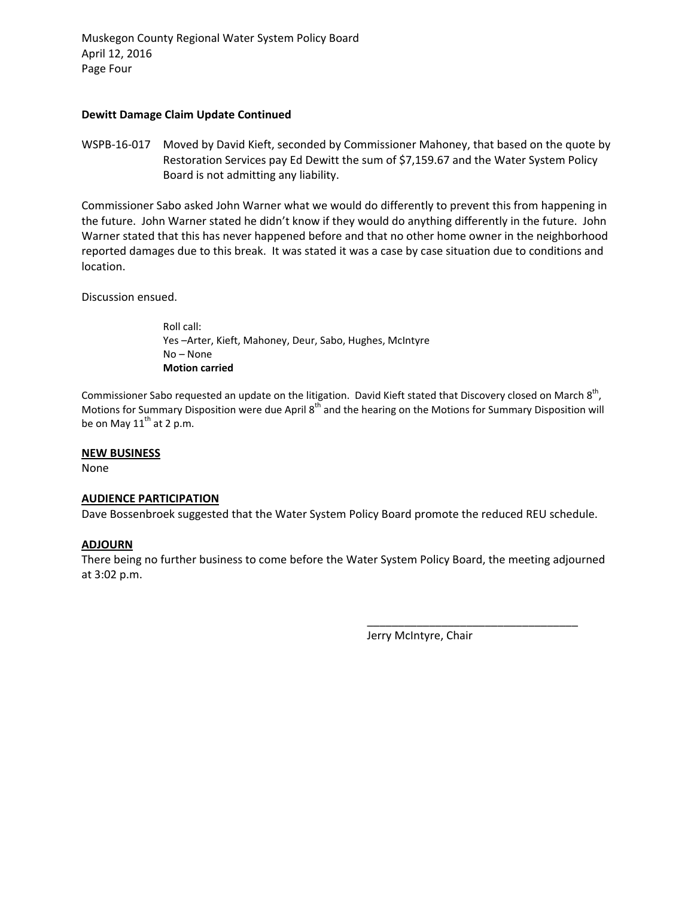**Dewitt Damage Claim Update Continued**

WSPB-16-017 Moved by David Kieft, seconded by Commissioner Mahoney, that based on the quote by Restoration Services pay Ed Dewitt the sum of $7,159.67 and the Water System Policy Board is not admitting any liability.

Commissioner Sabo asked John Warner what we would do differently to prevent this from happening in the future. John Warner stated he didn't know if they would do anything differently in the future. John Warner stated that this has never happened before and that no other home owner in the neighborhood reported damages due to this break. It was stated it was a case by case situation due to conditions and location.

Discussion ensued.

Roll call:
Yes –Arter, Kieft, Mahoney, Deur, Sabo, Hughes, McIntyre
No – None
**Motion carried**

Commissioner Sabo requested an update on the litigation. David Kieft stated that Discovery closed on March 8th, Motions for Summary Disposition were due April 8th and the hearing on the Motions for Summary Disposition will be on May 11th at 2 p.m.

**NEW BUSINESS**
None

**AUDIENCE PARTICIPATION**
Dave Bossenbroek suggested that the Water System Policy Board promote the reduced REU schedule.

**ADJOURN**
There being no further business to come before the Water System Policy Board, the meeting adjourned at 3:02 p.m.

\_\_\_\_\_\_\_\_\_\_\_\_\_\_\_\_\_\_\_\_\_\_\_\_\_\_\_\_\_\_\_\_\_\_
Jerry McIntyre, Chair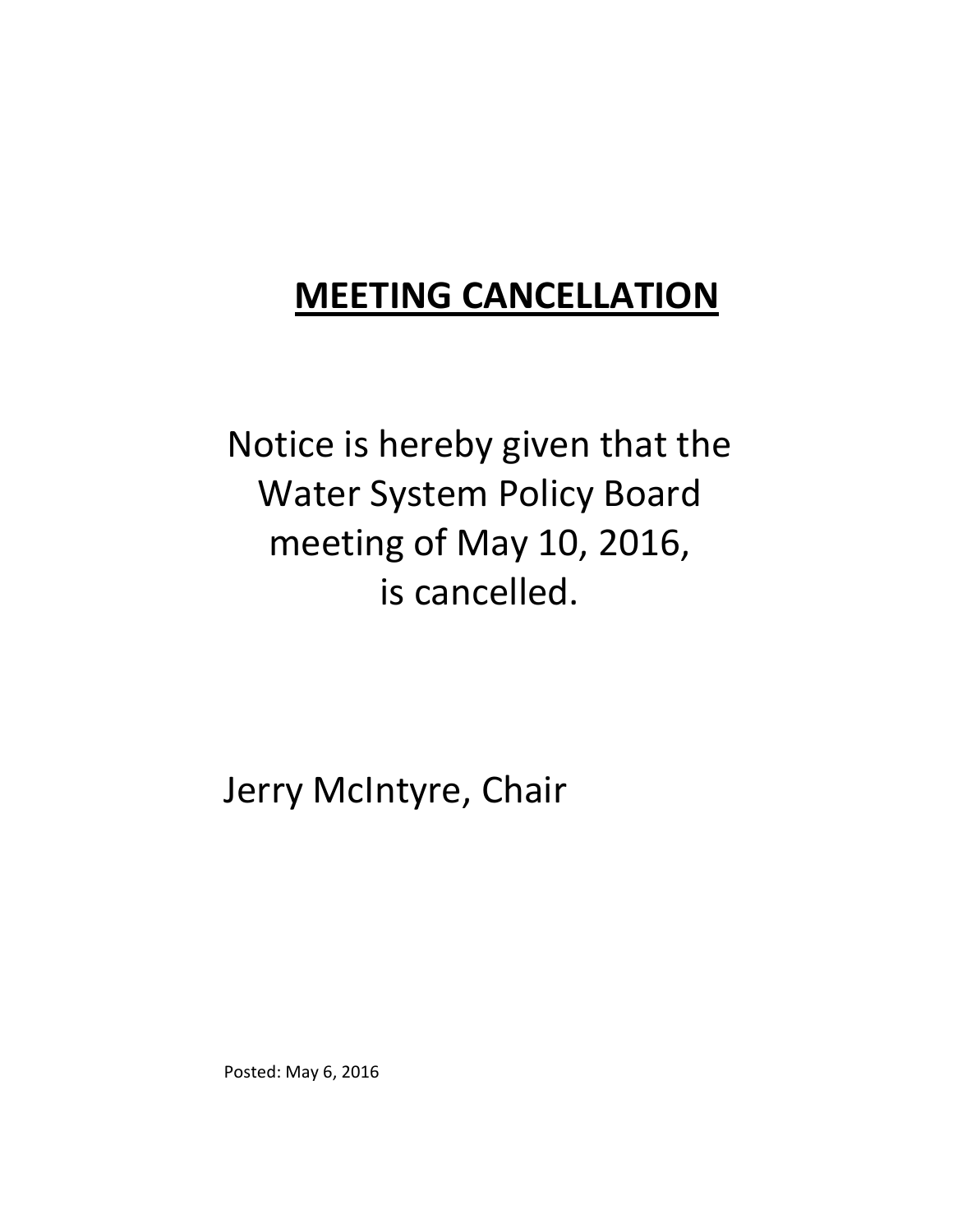# **MEETING CANCELLATION**

Notice is hereby given that the Water System Policy Board meeting of May 10, 2016, is cancelled.

Jerry McIntyre, Chair

Posted: May 6, 2016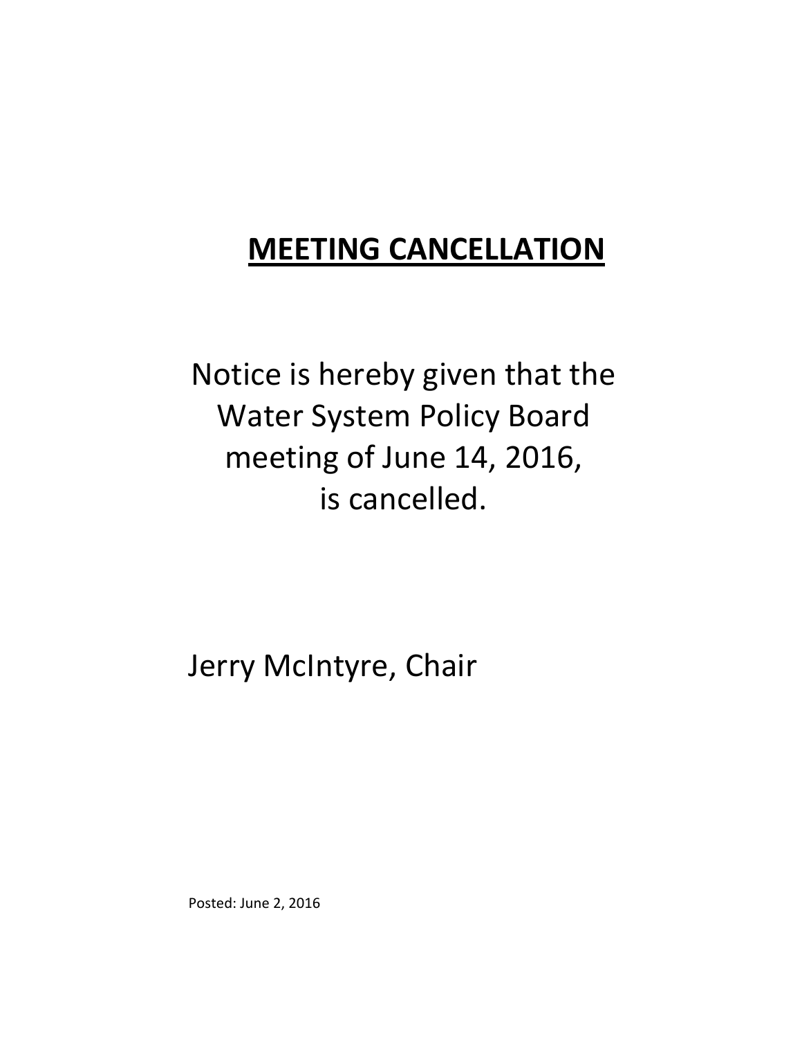# **MEETING CANCELLATION**

Notice is hereby given that the Water System Policy Board meeting of June 14, 2016, is cancelled.

Jerry McIntyre, Chair

Posted: June 2, 2016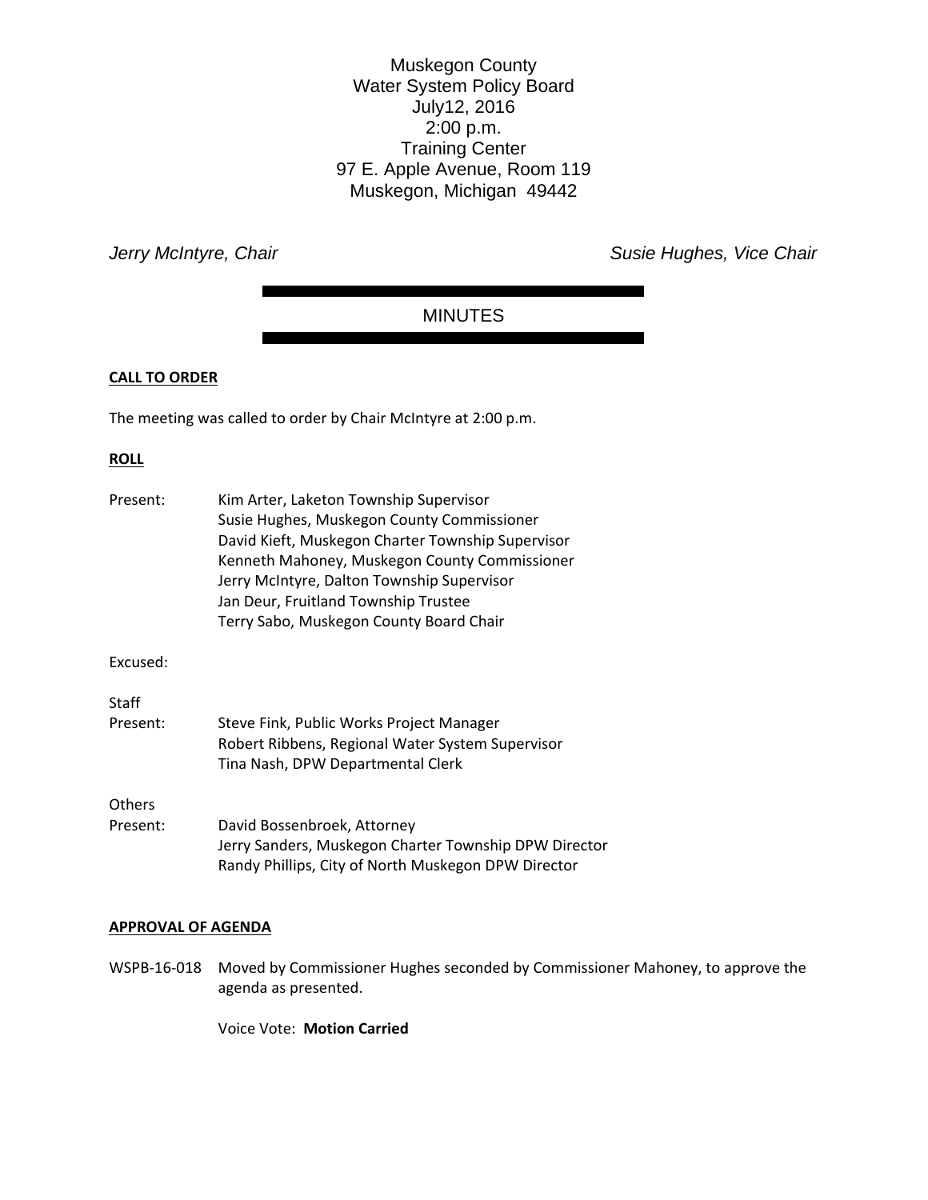Muskegon County
Water System Policy Board
July12, 2016
2:00 p.m.
Training Center
97 E. Apple Avenue, Room 119
Muskegon, Michigan 49442

*Jerry McIntyre, Chair* *Susie Hughes, Vice Chair*

# MINUTES

**CALL TO ORDER**

The meeting was called to order by Chair McIntyre at 2:00 p.m.

**ROLL**

Present: Kim Arter, Laketon Township Supervisor
Susie Hughes, Muskegon County Commissioner
David Kieft, Muskegon Charter Township Supervisor
Kenneth Mahoney, Muskegon County Commissioner
Jerry McIntyre, Dalton Township Supervisor
Jan Deur, Fruitland Township Trustee
Terry Sabo, Muskegon County Board Chair

Excused:

Staff
Present: Steve Fink, Public Works Project Manager
Robert Ribbens, Regional Water System Supervisor
Tina Nash, DPW Departmental Clerk

Others
Present: David Bossenbroek, Attorney
Jerry Sanders, Muskegon Charter Township DPW Director
Randy Phillips, City of North Muskegon DPW Director

**APPROVAL OF AGENDA**

WSPB-16-018 Moved by Commissioner Hughes seconded by Commissioner Mahoney, to approve the agenda as presented.

Voice Vote: **Motion Carried**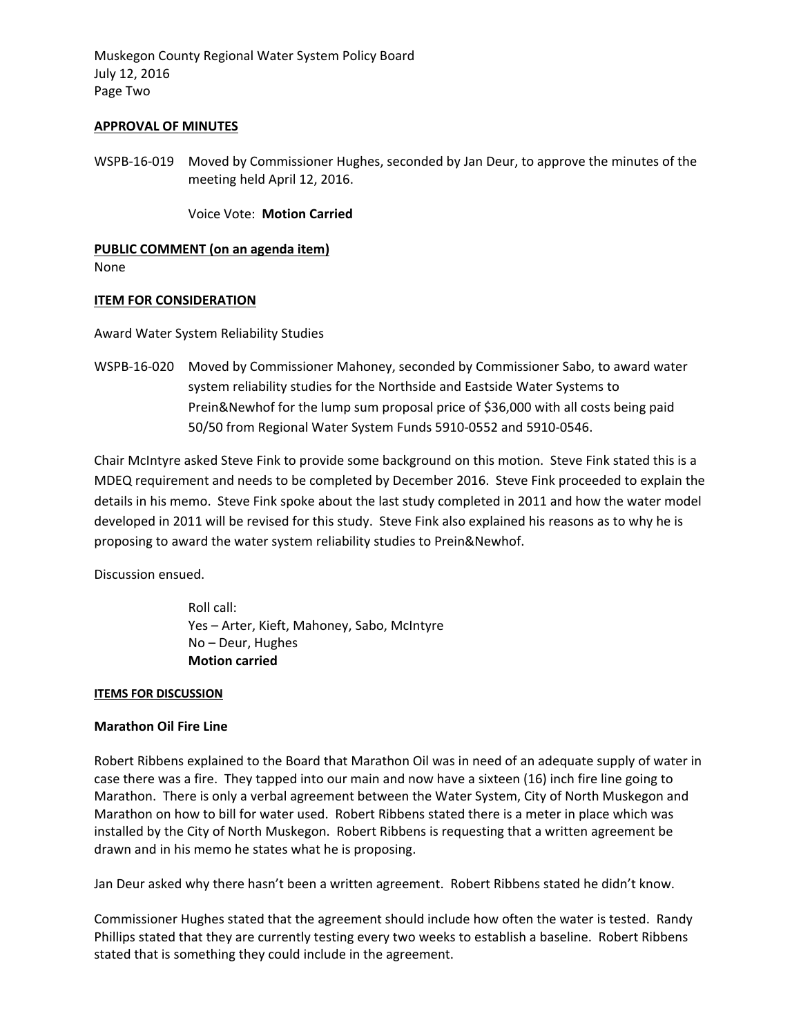**APPROVAL OF MINUTES**

WSPB-16-019 Moved by Commissioner Hughes, seconded by Jan Deur, to approve the minutes of the meeting held April 12, 2016.

Voice Vote: **Motion Carried**

**PUBLIC COMMENT (on an agenda item)**

None

**ITEM FOR CONSIDERATION**

Award Water System Reliability Studies

WSPB-16-020 Moved by Commissioner Mahoney, seconded by Commissioner Sabo, to award water system reliability studies for the Northside and Eastside Water Systems to Prein&Newhof for the lump sum proposal price of $36,000 with all costs being paid 50/50 from Regional Water System Funds 5910-0552 and 5910-0546.

Chair McIntyre asked Steve Fink to provide some background on this motion. Steve Fink stated this is a MDEQ requirement and needs to be completed by December 2016. Steve Fink proceeded to explain the details in his memo. Steve Fink spoke about the last study completed in 2011 and how the water model developed in 2011 will be revised for this study. Steve Fink also explained his reasons as to why he is proposing to award the water system reliability studies to Prein&Newhof.

Discussion ensued.

Roll call:
Yes – Arter, Kieft, Mahoney, Sabo, McIntyre
No – Deur, Hughes
**Motion carried**

**ITEMS FOR DISCUSSION**

**Marathon Oil Fire Line**

Robert Ribbens explained to the Board that Marathon Oil was in need of an adequate supply of water in case there was a fire. They tapped into our main and now have a sixteen (16) inch fire line going to Marathon. There is only a verbal agreement between the Water System, City of North Muskegon and Marathon on how to bill for water used. Robert Ribbens stated there is a meter in place which was installed by the City of North Muskegon. Robert Ribbens is requesting that a written agreement be drawn and in his memo he states what he is proposing.

Jan Deur asked why there hasn't been a written agreement. Robert Ribbens stated he didn't know.

Commissioner Hughes stated that the agreement should include how often the water is tested. Randy Phillips stated that they are currently testing every two weeks to establish a baseline. Robert Ribbens stated that is something they could include in the agreement.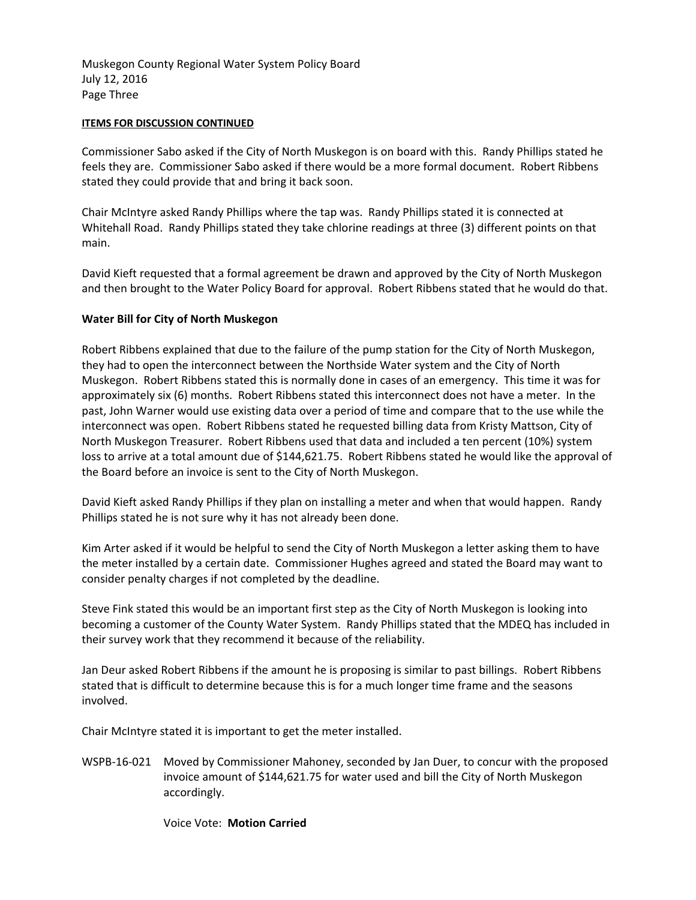Muskegon County Regional Water System Policy Board
July 12, 2016
Page Three

**ITEMS FOR DISCUSSION CONTINUED**

Commissioner Sabo asked if the City of North Muskegon is on board with this. Randy Phillips stated he feels they are. Commissioner Sabo asked if there would be a more formal document. Robert Ribbens stated they could provide that and bring it back soon.

Chair McIntyre asked Randy Phillips where the tap was. Randy Phillips stated it is connected at Whitehall Road. Randy Phillips stated they take chlorine readings at three (3) different points on that main.

David Kieft requested that a formal agreement be drawn and approved by the City of North Muskegon and then brought to the Water Policy Board for approval. Robert Ribbens stated that he would do that.

**Water Bill for City of North Muskegon**

Robert Ribbens explained that due to the failure of the pump station for the City of North Muskegon, they had to open the interconnect between the Northside Water system and the City of North Muskegon. Robert Ribbens stated this is normally done in cases of an emergency. This time it was for approximately six (6) months. Robert Ribbens stated this interconnect does not have a meter. In the past, John Warner would use existing data over a period of time and compare that to the use while the interconnect was open. Robert Ribbens stated he requested billing data from Kristy Mattson, City of North Muskegon Treasurer. Robert Ribbens used that data and included a ten percent (10%) system loss to arrive at a total amount due of $144,621.75. Robert Ribbens stated he would like the approval of the Board before an invoice is sent to the City of North Muskegon.

David Kieft asked Randy Phillips if they plan on installing a meter and when that would happen. Randy Phillips stated he is not sure why it has not already been done.

Kim Arter asked if it would be helpful to send the City of North Muskegon a letter asking them to have the meter installed by a certain date. Commissioner Hughes agreed and stated the Board may want to consider penalty charges if not completed by the deadline.

Steve Fink stated this would be an important first step as the City of North Muskegon is looking into becoming a customer of the County Water System. Randy Phillips stated that the MDEQ has included in their survey work that they recommend it because of the reliability.

Jan Deur asked Robert Ribbens if the amount he is proposing is similar to past billings. Robert Ribbens stated that is difficult to determine because this is for a much longer time frame and the seasons involved.

Chair McIntyre stated it is important to get the meter installed.

WSPB-16-021 Moved by Commissioner Mahoney, seconded by Jan Duer, to concur with the proposed invoice amount of $144,621.75 for water used and bill the City of North Muskegon accordingly.

Voice Vote: **Motion Carried**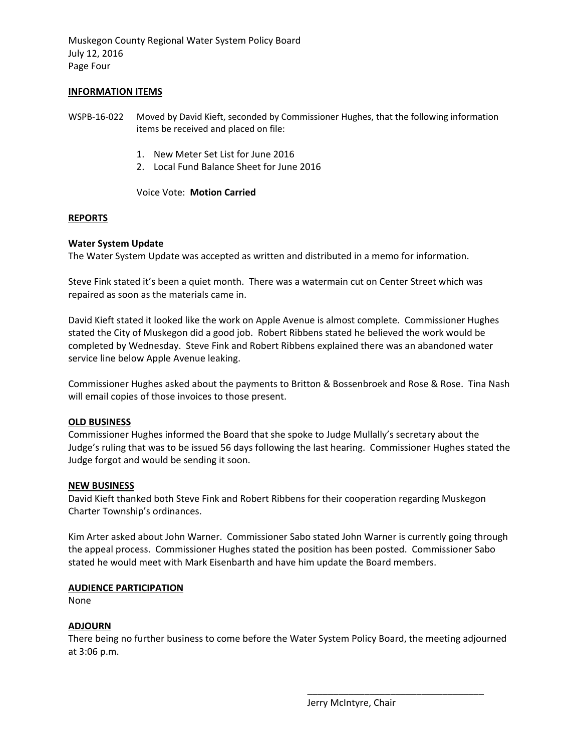Muskegon County Regional Water System Policy Board
July 12, 2016
Page Four

## INFORMATION ITEMS

WSPB-16-022 Moved by David Kieft, seconded by Commissioner Hughes, that the following information items be received and placed on file:

1. New Meter Set List for June 2016
2. Local Fund Balance Sheet for June 2016

Voice Vote: **Motion Carried**

## REPORTS

**Water System Update**
The Water System Update was accepted as written and distributed in a memo for information.

Steve Fink stated it's been a quiet month. There was a watermain cut on Center Street which was repaired as soon as the materials came in.

David Kieft stated it looked like the work on Apple Avenue is almost complete. Commissioner Hughes stated the City of Muskegon did a good job. Robert Ribbens stated he believed the work would be completed by Wednesday. Steve Fink and Robert Ribbens explained there was an abandoned water service line below Apple Avenue leaking.

Commissioner Hughes asked about the payments to Britton & Bossenbroek and Rose & Rose. Tina Nash will email copies of those invoices to those present.

## OLD BUSINESS

Commissioner Hughes informed the Board that she spoke to Judge Mullally's secretary about the Judge's ruling that was to be issued 56 days following the last hearing. Commissioner Hughes stated the Judge forgot and would be sending it soon.

## NEW BUSINESS

David Kieft thanked both Steve Fink and Robert Ribbens for their cooperation regarding Muskegon Charter Township's ordinances.

Kim Arter asked about John Warner. Commissioner Sabo stated John Warner is currently going through the appeal process. Commissioner Hughes stated the position has been posted. Commissioner Sabo stated he would meet with Mark Eisenbarth and have him update the Board members.

## AUDIENCE PARTICIPATION

None

## ADJOURN

There being no further business to come before the Water System Policy Board, the meeting adjourned at 3:06 p.m.

\_\_\_\_\_\_\_\_\_\_\_\_\_\_\_\_\_\_\_\_\_\_\_\_\_\_\_\_\_\_\_\_\_\_\_

Jerry McIntyre, Chair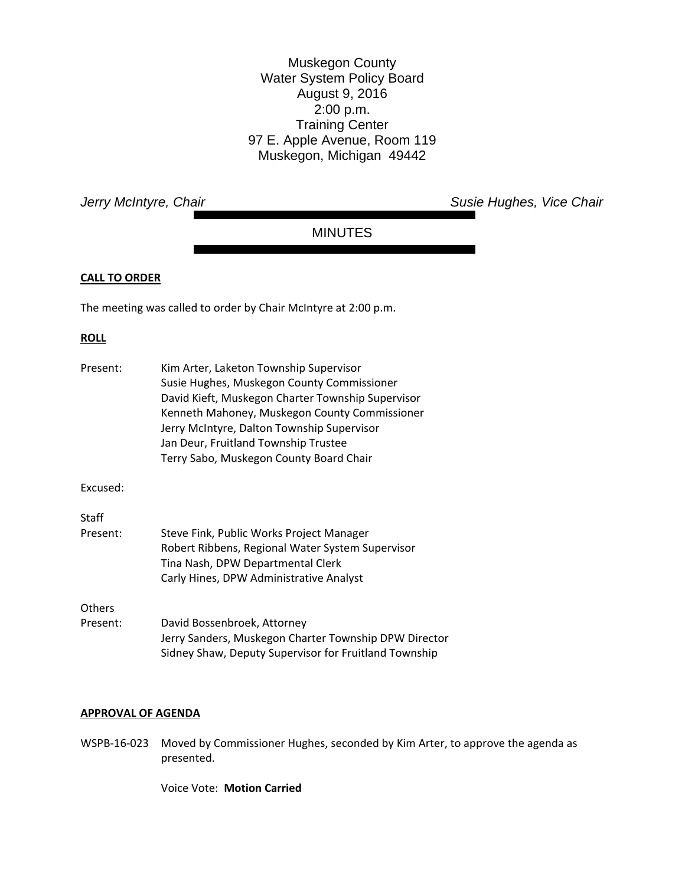Muskegon County
Water System Policy Board
August 9, 2016
2:00 p.m.
Training Center
97 E. Apple Avenue, Room 119
Muskegon, Michigan 49442

*Jerry McIntyre, Chair* *Susie Hughes, Vice Chair*

# MINUTES

**CALL TO ORDER**

The meeting was called to order by Chair McIntyre at 2:00 p.m.

**ROLL**

Present: Kim Arter, Laketon Township Supervisor
Susie Hughes, Muskegon County Commissioner
David Kieft, Muskegon Charter Township Supervisor
Kenneth Mahoney, Muskegon County Commissioner
Jerry McIntyre, Dalton Township Supervisor
Jan Deur, Fruitland Township Trustee
Terry Sabo, Muskegon County Board Chair

Excused:

Staff
Present: Steve Fink, Public Works Project Manager
Robert Ribbens, Regional Water System Supervisor
Tina Nash, DPW Departmental Clerk
Carly Hines, DPW Administrative Analyst

Others
Present: David Bossenbroek, Attorney
Jerry Sanders, Muskegon Charter Township DPW Director
Sidney Shaw, Deputy Supervisor for Fruitland Township

**APPROVAL OF AGENDA**

WSPB-16-023 Moved by Commissioner Hughes, seconded by Kim Arter, to approve the agenda as presented.

Voice Vote: **Motion Carried**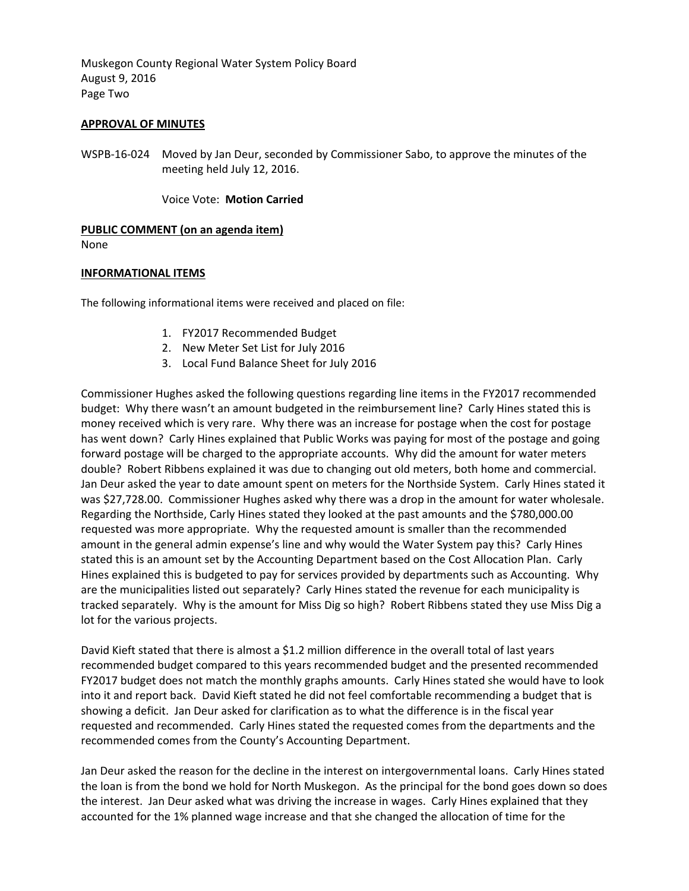Muskegon County Regional Water System Policy Board
August 9, 2016
Page Two

**APPROVAL OF MINUTES**

WSPB-16-024 Moved by Jan Deur, seconded by Commissioner Sabo, to approve the minutes of the meeting held July 12, 2016.

Voice Vote: **Motion Carried**

**PUBLIC COMMENT (on an agenda item)**
None

**INFORMATIONAL ITEMS**

The following informational items were received and placed on file:

1. FY2017 Recommended Budget
2. New Meter Set List for July 2016
3. Local Fund Balance Sheet for July 2016

Commissioner Hughes asked the following questions regarding line items in the FY2017 recommended budget: Why there wasn't an amount budgeted in the reimbursement line? Carly Hines stated this is money received which is very rare. Why there was an increase for postage when the cost for postage has went down? Carly Hines explained that Public Works was paying for most of the postage and going forward postage will be charged to the appropriate accounts. Why did the amount for water meters double? Robert Ribbens explained it was due to changing out old meters, both home and commercial. Jan Deur asked the year to date amount spent on meters for the Northside System. Carly Hines stated it was $27,728.00. Commissioner Hughes asked why there was a drop in the amount for water wholesale. Regarding the Northside, Carly Hines stated they looked at the past amounts and the $780,000.00 requested was more appropriate. Why the requested amount is smaller than the recommended amount in the general admin expense's line and why would the Water System pay this? Carly Hines stated this is an amount set by the Accounting Department based on the Cost Allocation Plan. Carly Hines explained this is budgeted to pay for services provided by departments such as Accounting. Why are the municipalities listed out separately? Carly Hines stated the revenue for each municipality is tracked separately. Why is the amount for Miss Dig so high? Robert Ribbens stated they use Miss Dig a lot for the various projects.

David Kieft stated that there is almost a $1.2 million difference in the overall total of last years recommended budget compared to this years recommended budget and the presented recommended FY2017 budget does not match the monthly graphs amounts. Carly Hines stated she would have to look into it and report back. David Kieft stated he did not feel comfortable recommending a budget that is showing a deficit. Jan Deur asked for clarification as to what the difference is in the fiscal year requested and recommended. Carly Hines stated the requested comes from the departments and the recommended comes from the County's Accounting Department.

Jan Deur asked the reason for the decline in the interest on intergovernmental loans. Carly Hines stated the loan is from the bond we hold for North Muskegon. As the principal for the bond goes down so does the interest. Jan Deur asked what was driving the increase in wages. Carly Hines explained that they accounted for the 1% planned wage increase and that she changed the allocation of time for the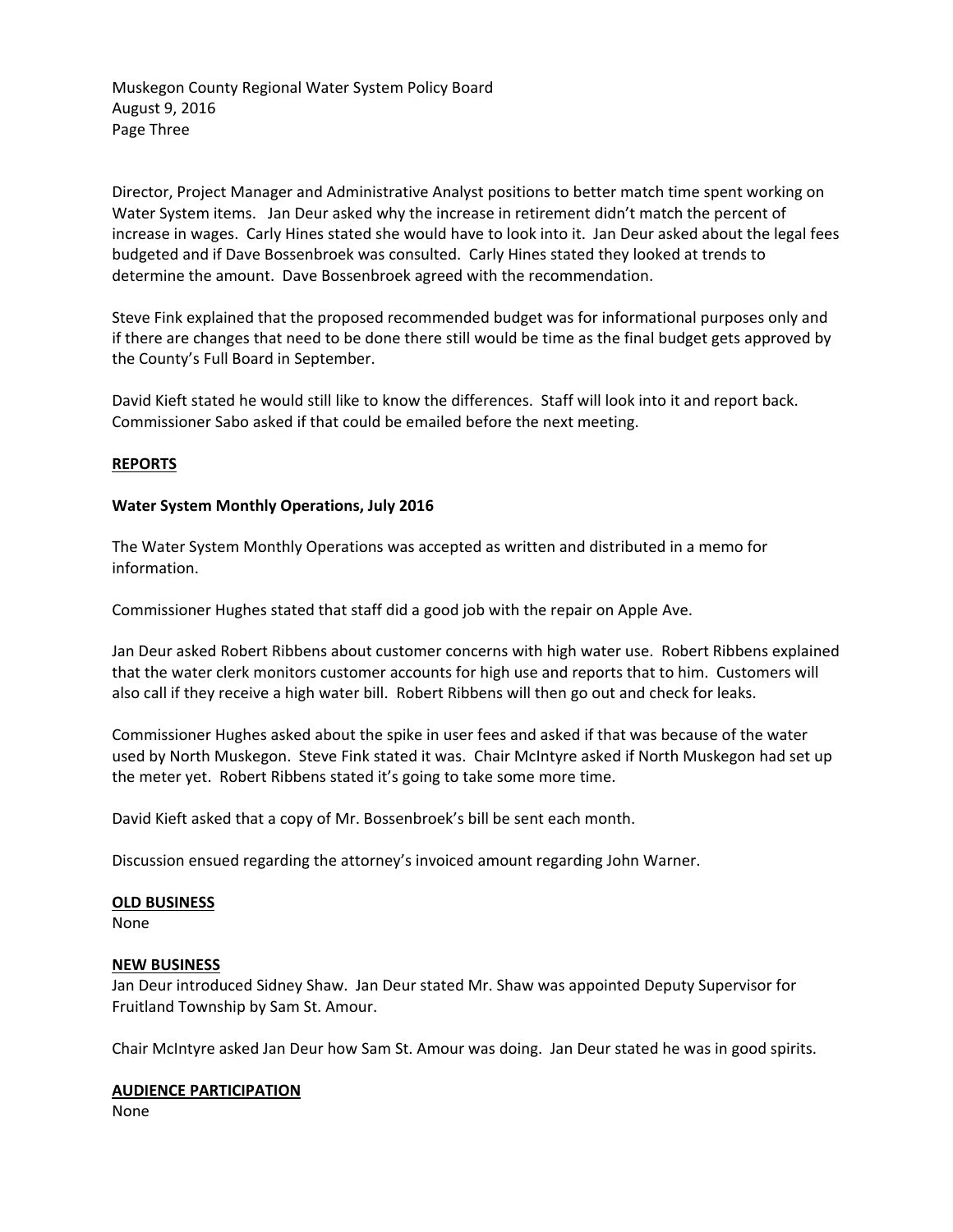Director, Project Manager and Administrative Analyst positions to better match time spent working on Water System items. Jan Deur asked why the increase in retirement didn't match the percent of increase in wages. Carly Hines stated she would have to look into it. Jan Deur asked about the legal fees budgeted and if Dave Bossenbroek was consulted. Carly Hines stated they looked at trends to determine the amount. Dave Bossenbroek agreed with the recommendation.

Steve Fink explained that the proposed recommended budget was for informational purposes only and if there are changes that need to be done there still would be time as the final budget gets approved by the County's Full Board in September.

David Kieft stated he would still like to know the differences. Staff will look into it and report back. Commissioner Sabo asked if that could be emailed before the next meeting.

**REPORTS**

**Water System Monthly Operations, July 2016**

The Water System Monthly Operations was accepted as written and distributed in a memo for information.

Commissioner Hughes stated that staff did a good job with the repair on Apple Ave.

Jan Deur asked Robert Ribbens about customer concerns with high water use. Robert Ribbens explained that the water clerk monitors customer accounts for high use and reports that to him. Customers will also call if they receive a high water bill. Robert Ribbens will then go out and check for leaks.

Commissioner Hughes asked about the spike in user fees and asked if that was because of the water used by North Muskegon. Steve Fink stated it was. Chair McIntyre asked if North Muskegon had set up the meter yet. Robert Ribbens stated it's going to take some more time.

David Kieft asked that a copy of Mr. Bossenbroek's bill be sent each month.

Discussion ensued regarding the attorney's invoiced amount regarding John Warner.

**OLD BUSINESS**

None

**NEW BUSINESS**

Jan Deur introduced Sidney Shaw. Jan Deur stated Mr. Shaw was appointed Deputy Supervisor for Fruitland Township by Sam St. Amour.

Chair McIntyre asked Jan Deur how Sam St. Amour was doing. Jan Deur stated he was in good spirits.

**AUDIENCE PARTICIPATION**

None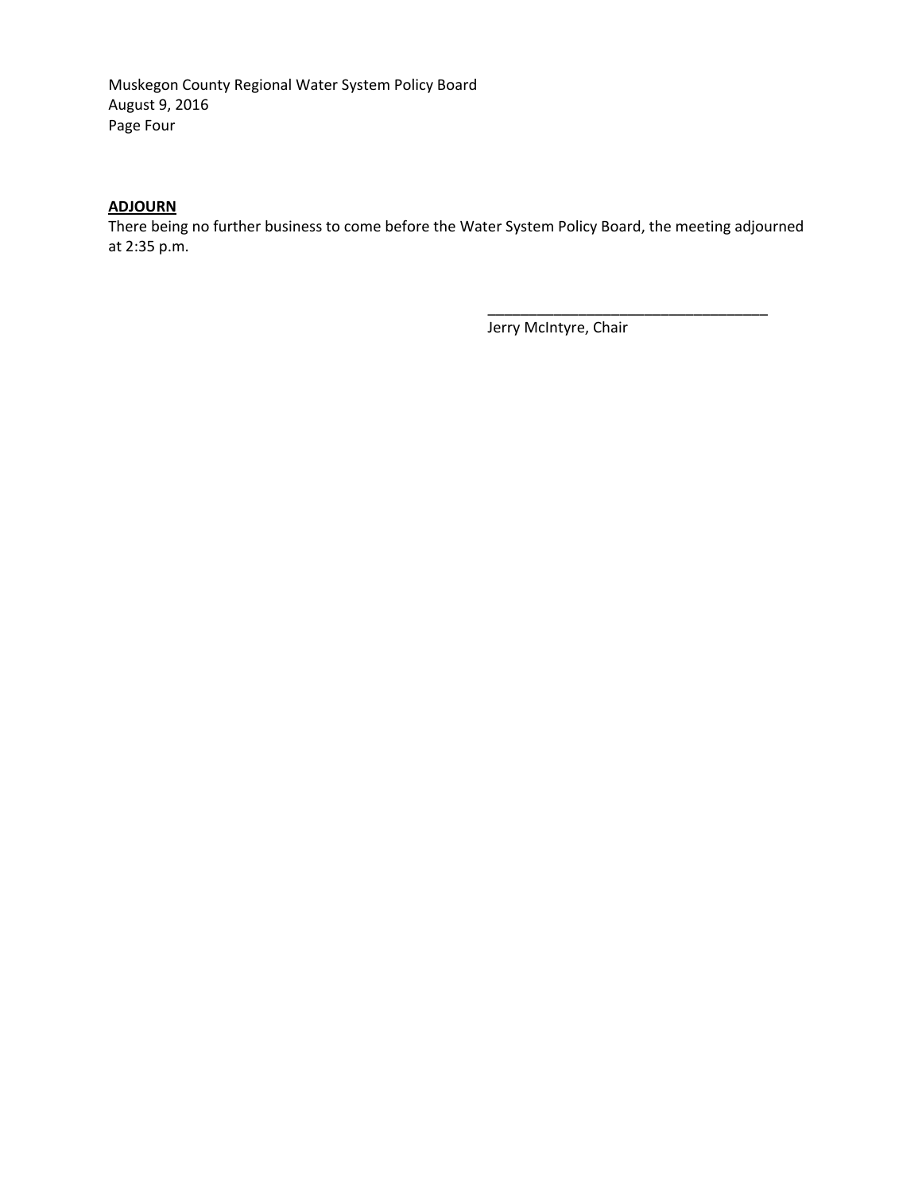**ADJOURN**

There being no further business to come before the Water System Policy Board, the meeting adjourned at 2:35 p.m.

\_\_\_\_\_\_\_\_\_\_\_\_\_\_\_\_\_\_\_\_\_\_\_\_\_\_\_\_\_\_\_\_\_\_

Jerry McIntyre, Chair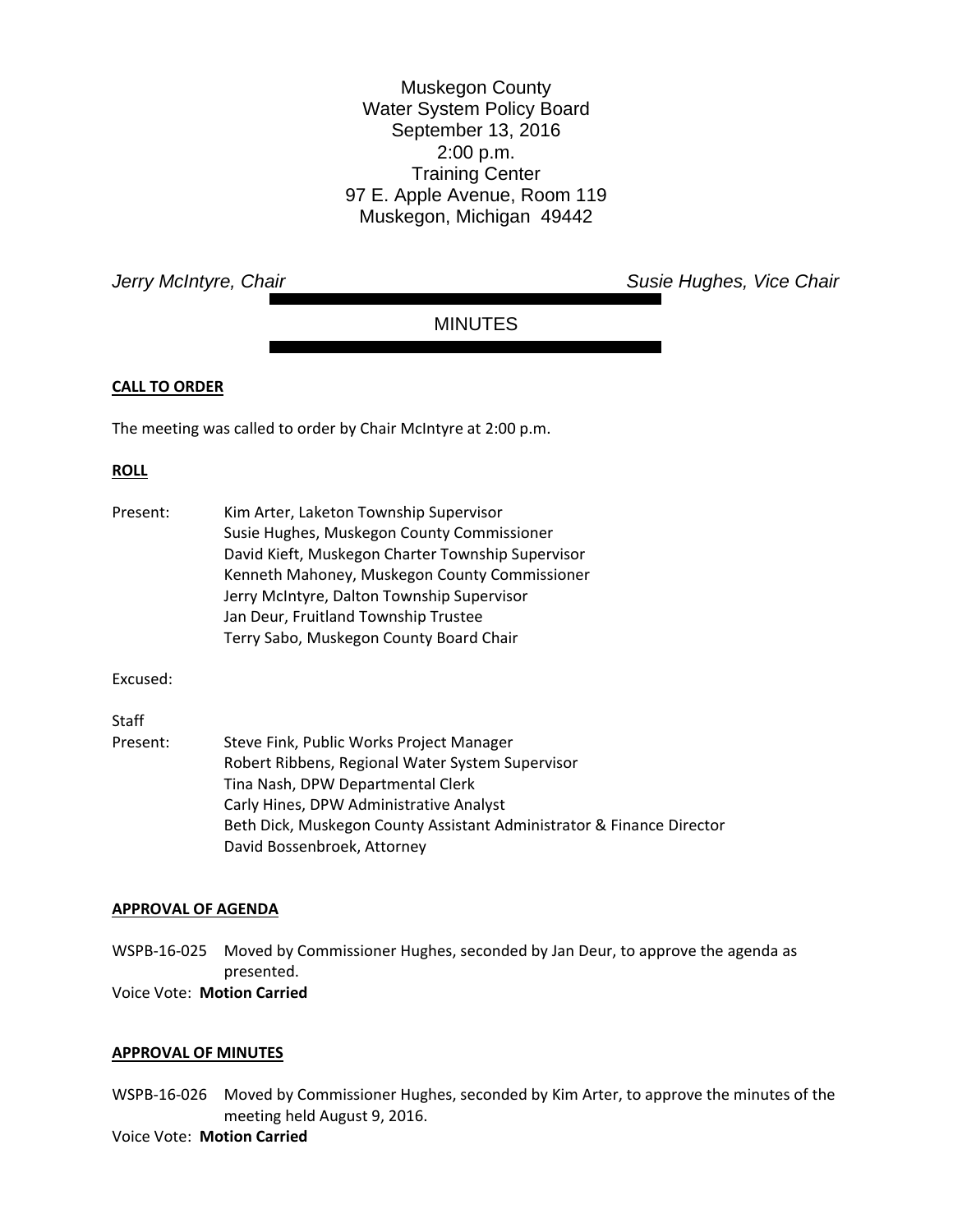Muskegon County
Water System Policy Board
September 13, 2016
2:00 p.m.
Training Center
97 E. Apple Avenue, Room 119
Muskegon, Michigan 49442

*Jerry McIntyre, Chair* *Susie Hughes, Vice Chair*

MINUTES

**CALL TO ORDER**

The meeting was called to order by Chair McIntyre at 2:00 p.m.

**ROLL**

Present: Kim Arter, Laketon Township Supervisor
Susie Hughes, Muskegon County Commissioner
David Kieft, Muskegon Charter Township Supervisor
Kenneth Mahoney, Muskegon County Commissioner
Jerry McIntyre, Dalton Township Supervisor
Jan Deur, Fruitland Township Trustee
Terry Sabo, Muskegon County Board Chair

Excused:

Staff
Present: Steve Fink, Public Works Project Manager
Robert Ribbens, Regional Water System Supervisor
Tina Nash, DPW Departmental Clerk
Carly Hines, DPW Administrative Analyst
Beth Dick, Muskegon County Assistant Administrator & Finance Director
David Bossenbroek, Attorney

**APPROVAL OF AGENDA**

WSPB-16-025 Moved by Commissioner Hughes, seconded by Jan Deur, to approve the agenda as presented.
Voice Vote: **Motion Carried**

**APPROVAL OF MINUTES**

WSPB-16-026 Moved by Commissioner Hughes, seconded by Kim Arter, to approve the minutes of the meeting held August 9, 2016.
Voice Vote: **Motion Carried**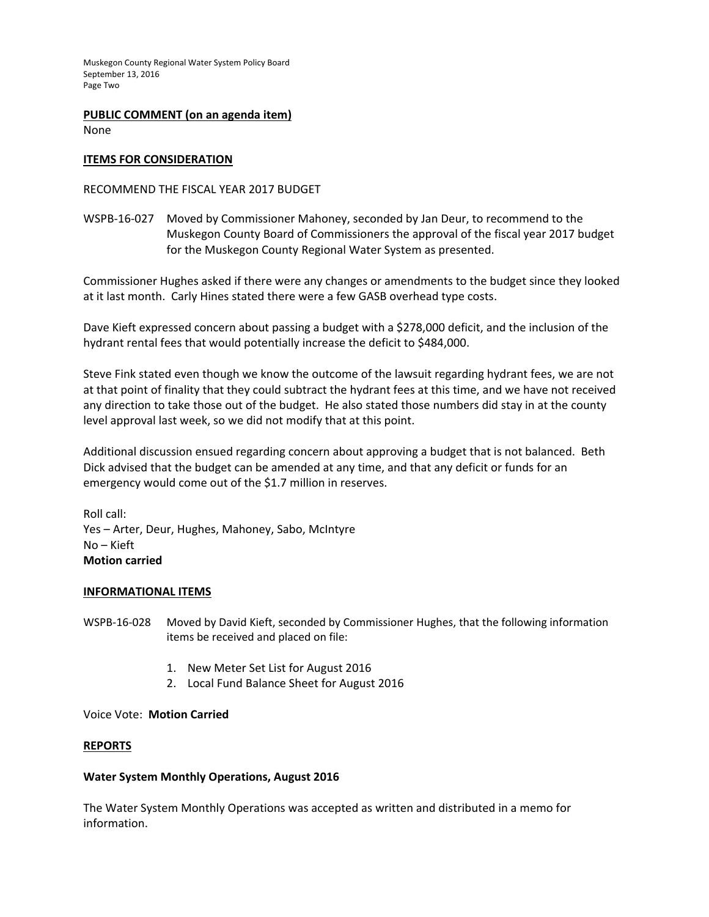**PUBLIC COMMENT (on an agenda item)**

None

**ITEMS FOR CONSIDERATION**

RECOMMEND THE FISCAL YEAR 2017 BUDGET

WSPB-16-027 Moved by Commissioner Mahoney, seconded by Jan Deur, to recommend to the Muskegon County Board of Commissioners the approval of the fiscal year 2017 budget for the Muskegon County Regional Water System as presented.

Commissioner Hughes asked if there were any changes or amendments to the budget since they looked at it last month. Carly Hines stated there were a few GASB overhead type costs.

Dave Kieft expressed concern about passing a budget with a $278,000 deficit, and the inclusion of the hydrant rental fees that would potentially increase the deficit to $484,000.

Steve Fink stated even though we know the outcome of the lawsuit regarding hydrant fees, we are not at that point of finality that they could subtract the hydrant fees at this time, and we have not received any direction to take those out of the budget. He also stated those numbers did stay in at the county level approval last week, so we did not modify that at this point.

Additional discussion ensued regarding concern about approving a budget that is not balanced. Beth Dick advised that the budget can be amended at any time, and that any deficit or funds for an emergency would come out of the $1.7 million in reserves.

Roll call:
Yes – Arter, Deur, Hughes, Mahoney, Sabo, McIntyre
No – Kieft
**Motion carried**

**INFORMATIONAL ITEMS**

WSPB-16-028 Moved by David Kieft, seconded by Commissioner Hughes, that the following information items be received and placed on file:

1. New Meter Set List for August 2016
2. Local Fund Balance Sheet for August 2016

Voice Vote: **Motion Carried**

**REPORTS**

**Water System Monthly Operations, August 2016**

The Water System Monthly Operations was accepted as written and distributed in a memo for information.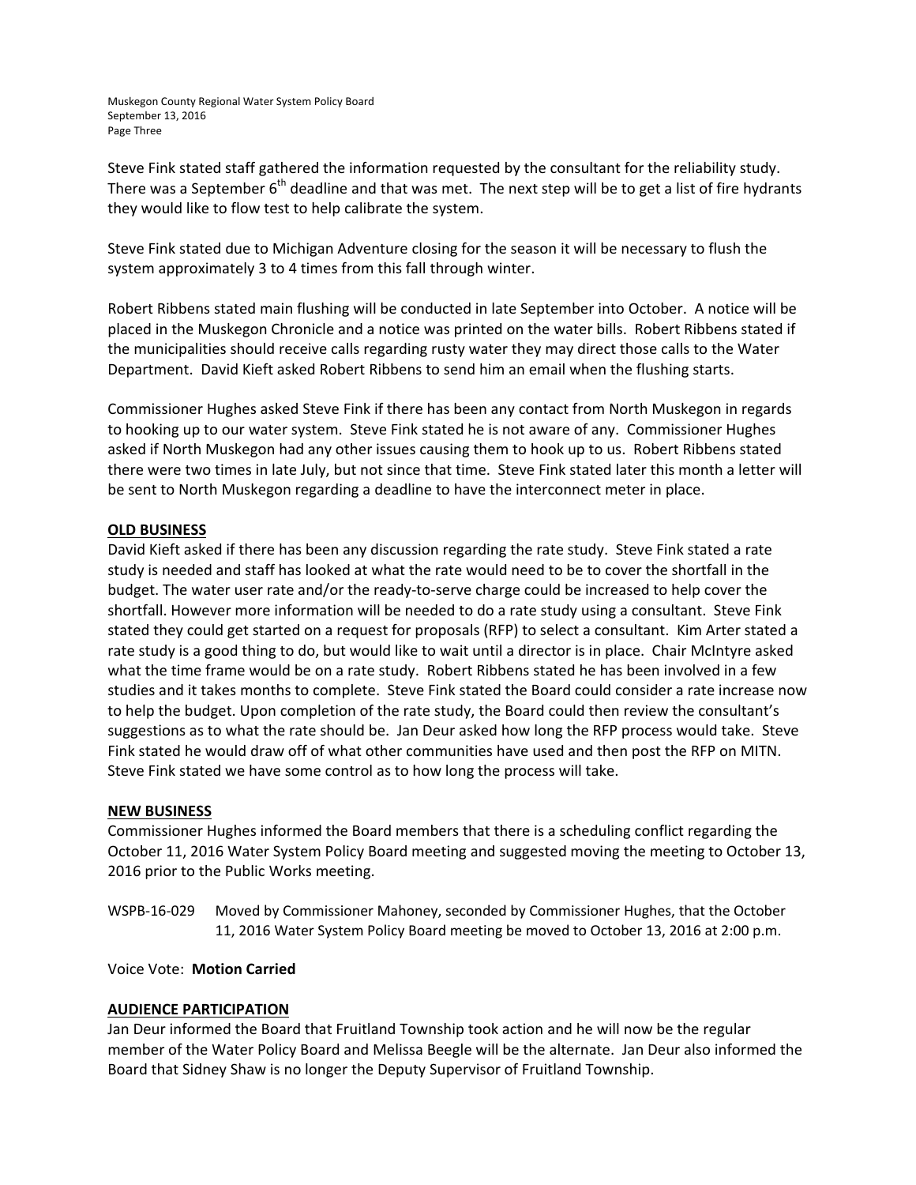Steve Fink stated staff gathered the information requested by the consultant for the reliability study. There was a September 6th deadline and that was met. The next step will be to get a list of fire hydrants they would like to flow test to help calibrate the system.

Steve Fink stated due to Michigan Adventure closing for the season it will be necessary to flush the system approximately 3 to 4 times from this fall through winter.

Robert Ribbens stated main flushing will be conducted in late September into October. A notice will be placed in the Muskegon Chronicle and a notice was printed on the water bills. Robert Ribbens stated if the municipalities should receive calls regarding rusty water they may direct those calls to the Water Department. David Kieft asked Robert Ribbens to send him an email when the flushing starts.

Commissioner Hughes asked Steve Fink if there has been any contact from North Muskegon in regards to hooking up to our water system. Steve Fink stated he is not aware of any. Commissioner Hughes asked if North Muskegon had any other issues causing them to hook up to us. Robert Ribbens stated there were two times in late July, but not since that time. Steve Fink stated later this month a letter will be sent to North Muskegon regarding a deadline to have the interconnect meter in place.

**OLD BUSINESS**

David Kieft asked if there has been any discussion regarding the rate study. Steve Fink stated a rate study is needed and staff has looked at what the rate would need to be to cover the shortfall in the budget. The water user rate and/or the ready-to-serve charge could be increased to help cover the shortfall. However more information will be needed to do a rate study using a consultant. Steve Fink stated they could get started on a request for proposals (RFP) to select a consultant. Kim Arter stated a rate study is a good thing to do, but would like to wait until a director is in place. Chair McIntyre asked what the time frame would be on a rate study. Robert Ribbens stated he has been involved in a few studies and it takes months to complete. Steve Fink stated the Board could consider a rate increase now to help the budget. Upon completion of the rate study, the Board could then review the consultant's suggestions as to what the rate should be. Jan Deur asked how long the RFP process would take. Steve Fink stated he would draw off of what other communities have used and then post the RFP on MITN. Steve Fink stated we have some control as to how long the process will take.

**NEW BUSINESS**

Commissioner Hughes informed the Board members that there is a scheduling conflict regarding the October 11, 2016 Water System Policy Board meeting and suggested moving the meeting to October 13, 2016 prior to the Public Works meeting.

WSPB-16-029 Moved by Commissioner Mahoney, seconded by Commissioner Hughes, that the October 11, 2016 Water System Policy Board meeting be moved to October 13, 2016 at 2:00 p.m.

Voice Vote: **Motion Carried**

**AUDIENCE PARTICIPATION**

Jan Deur informed the Board that Fruitland Township took action and he will now be the regular member of the Water Policy Board and Melissa Beegle will be the alternate. Jan Deur also informed the Board that Sidney Shaw is no longer the Deputy Supervisor of Fruitland Township.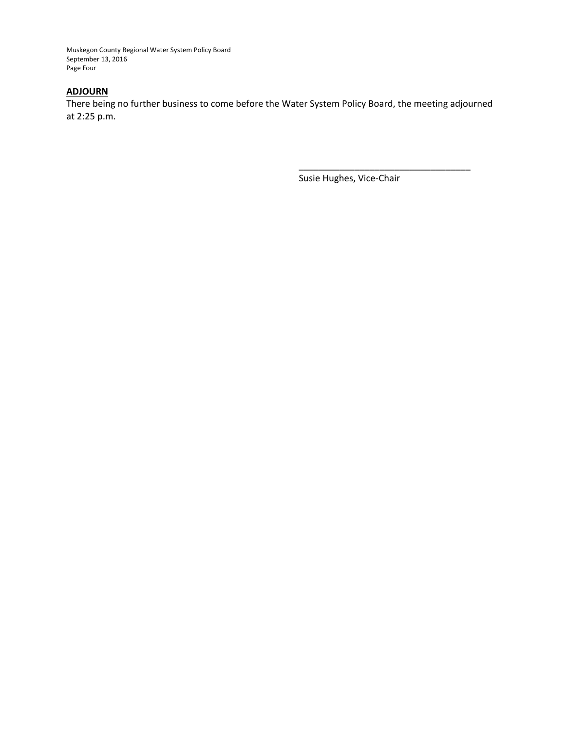**ADJOURN**

There being no further business to come before the Water System Policy Board, the meeting adjourned at 2:25 p.m.

\_\_\_\_\_\_\_\_\_\_\_\_\_\_\_\_\_\_\_\_\_\_\_\_\_\_\_\_\_\_\_\_\_\_

Susie Hughes, Vice-Chair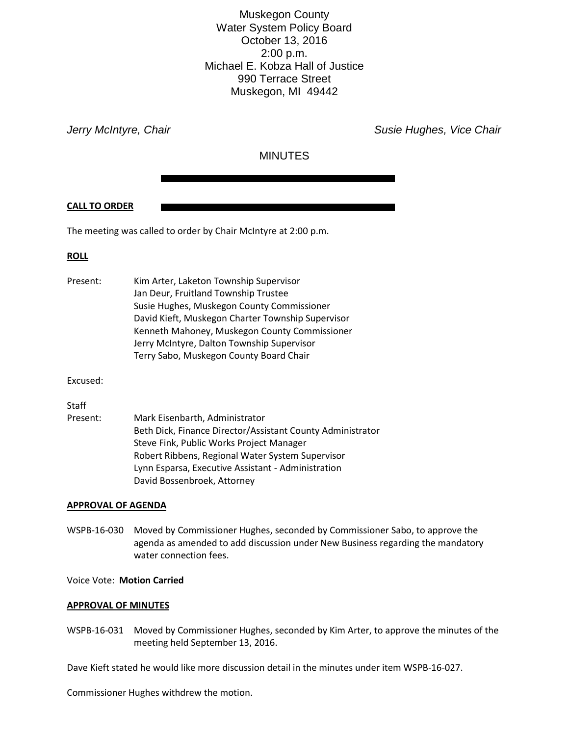Muskegon County
Water System Policy Board
October 13, 2016
2:00 p.m.
Michael E. Kobza Hall of Justice
990 Terrace Street
Muskegon, MI 49442

*Jerry McIntyre, Chair* *Susie Hughes, Vice Chair*

MINUTES

**CALL TO ORDER**

The meeting was called to order by Chair McIntyre at 2:00 p.m.

**ROLL**

Present:
Kim Arter, Laketon Township Supervisor
Jan Deur, Fruitland Township Trustee
Susie Hughes, Muskegon County Commissioner
David Kieft, Muskegon Charter Township Supervisor
Kenneth Mahoney, Muskegon County Commissioner
Jerry McIntyre, Dalton Township Supervisor
Terry Sabo, Muskegon County Board Chair

Excused:

Staff Present:
Mark Eisenbarth, Administrator
Beth Dick, Finance Director/Assistant County Administrator
Steve Fink, Public Works Project Manager
Robert Ribbens, Regional Water System Supervisor
Lynn Esparsa, Executive Assistant - Administration
David Bossenbroek, Attorney

**APPROVAL OF AGENDA**

WSPB-16-030 Moved by Commissioner Hughes, seconded by Commissioner Sabo, to approve the agenda as amended to add discussion under New Business regarding the mandatory water connection fees.

Voice Vote: **Motion Carried**

**APPROVAL OF MINUTES**

WSPB-16-031 Moved by Commissioner Hughes, seconded by Kim Arter, to approve the minutes of the meeting held September 13, 2016.

Dave Kieft stated he would like more discussion detail in the minutes under item WSPB-16-027.

Commissioner Hughes withdrew the motion.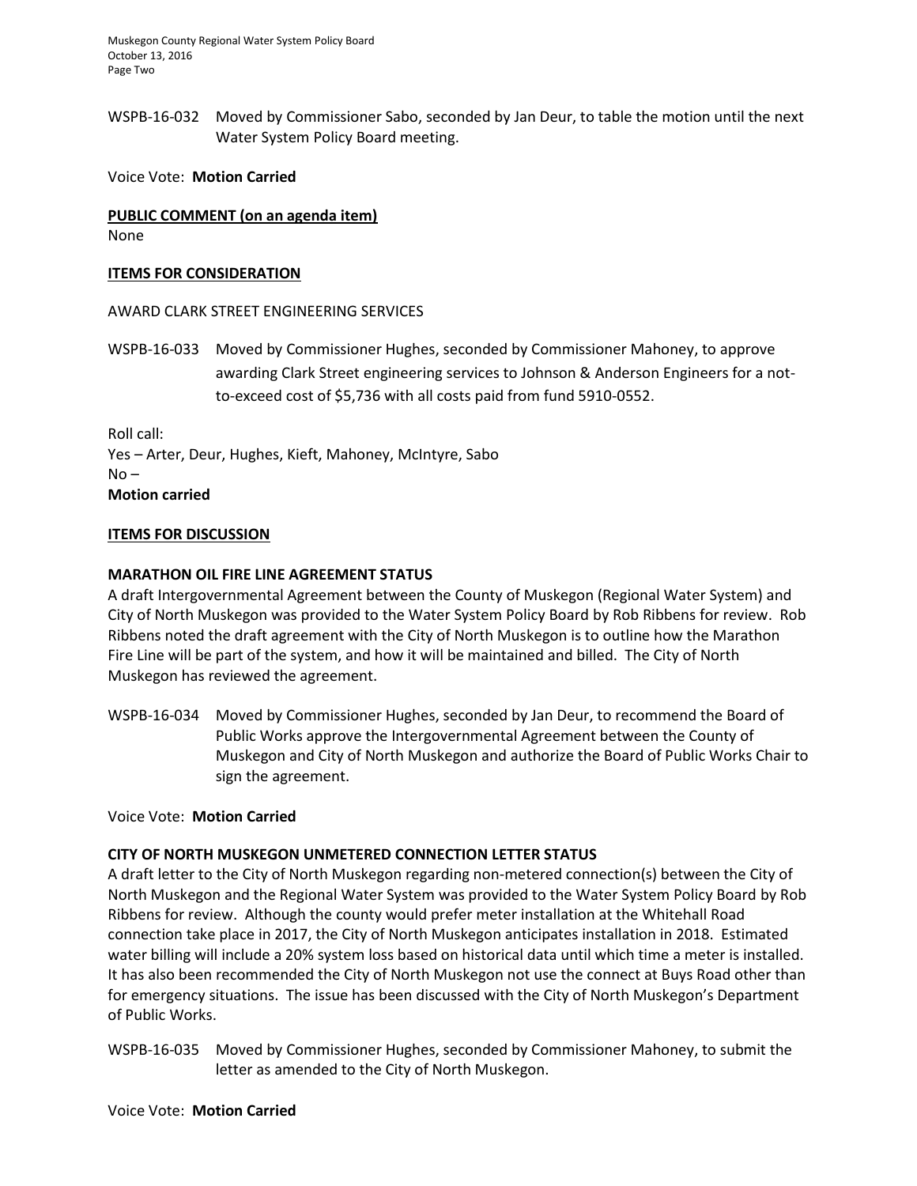WSPB-16-032 Moved by Commissioner Sabo, seconded by Jan Deur, to table the motion until the next Water System Policy Board meeting.

Voice Vote: **Motion Carried**

**PUBLIC COMMENT (on an agenda item)**
None

**ITEMS FOR CONSIDERATION**

AWARD CLARK STREET ENGINEERING SERVICES

WSPB-16-033 Moved by Commissioner Hughes, seconded by Commissioner Mahoney, to approve awarding Clark Street engineering services to Johnson & Anderson Engineers for a not-to-exceed cost of $5,736 with all costs paid from fund 5910-0552.

Roll call:
Yes – Arter, Deur, Hughes, Kieft, Mahoney, McIntyre, Sabo
No –
**Motion carried**

**ITEMS FOR DISCUSSION**

**MARATHON OIL FIRE LINE AGREEMENT STATUS**

A draft Intergovernmental Agreement between the County of Muskegon (Regional Water System) and City of North Muskegon was provided to the Water System Policy Board by Rob Ribbens for review. Rob Ribbens noted the draft agreement with the City of North Muskegon is to outline how the Marathon Fire Line will be part of the system, and how it will be maintained and billed. The City of North Muskegon has reviewed the agreement.

WSPB-16-034 Moved by Commissioner Hughes, seconded by Jan Deur, to recommend the Board of Public Works approve the Intergovernmental Agreement between the County of Muskegon and City of North Muskegon and authorize the Board of Public Works Chair to sign the agreement.

Voice Vote: **Motion Carried**

**CITY OF NORTH MUSKEGON UNMETERED CONNECTION LETTER STATUS**

A draft letter to the City of North Muskegon regarding non-metered connection(s) between the City of North Muskegon and the Regional Water System was provided to the Water System Policy Board by Rob Ribbens for review. Although the county would prefer meter installation at the Whitehall Road connection take place in 2017, the City of North Muskegon anticipates installation in 2018. Estimated water billing will include a 20% system loss based on historical data until which time a meter is installed. It has also been recommended the City of North Muskegon not use the connect at Buys Road other than for emergency situations. The issue has been discussed with the City of North Muskegon's Department of Public Works.

WSPB-16-035 Moved by Commissioner Hughes, seconded by Commissioner Mahoney, to submit the letter as amended to the City of North Muskegon.

Voice Vote: **Motion Carried**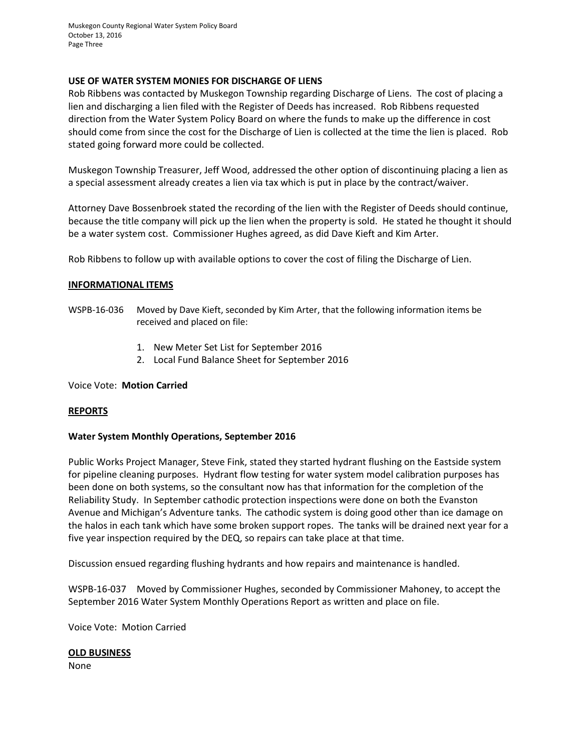**USE OF WATER SYSTEM MONIES FOR DISCHARGE OF LIENS**

Rob Ribbens was contacted by Muskegon Township regarding Discharge of Liens. The cost of placing a lien and discharging a lien filed with the Register of Deeds has increased. Rob Ribbens requested direction from the Water System Policy Board on where the funds to make up the difference in cost should come from since the cost for the Discharge of Lien is collected at the time the lien is placed. Rob stated going forward more could be collected.

Muskegon Township Treasurer, Jeff Wood, addressed the other option of discontinuing placing a lien as a special assessment already creates a lien via tax which is put in place by the contract/waiver.

Attorney Dave Bossenbroek stated the recording of the lien with the Register of Deeds should continue, because the title company will pick up the lien when the property is sold. He stated he thought it should be a water system cost. Commissioner Hughes agreed, as did Dave Kieft and Kim Arter.

Rob Ribbens to follow up with available options to cover the cost of filing the Discharge of Lien.

**INFORMATIONAL ITEMS**

WSPB-16-036 Moved by Dave Kieft, seconded by Kim Arter, that the following information items be received and placed on file:

1. New Meter Set List for September 2016
2. Local Fund Balance Sheet for September 2016

Voice Vote: **Motion Carried**

**REPORTS**

**Water System Monthly Operations, September 2016**

Public Works Project Manager, Steve Fink, stated they started hydrant flushing on the Eastside system for pipeline cleaning purposes. Hydrant flow testing for water system model calibration purposes has been done on both systems, so the consultant now has that information for the completion of the Reliability Study. In September cathodic protection inspections were done on both the Evanston Avenue and Michigan's Adventure tanks. The cathodic system is doing good other than ice damage on the halos in each tank which have some broken support ropes. The tanks will be drained next year for a five year inspection required by the DEQ, so repairs can take place at that time.

Discussion ensued regarding flushing hydrants and how repairs and maintenance is handled.

WSPB-16-037 Moved by Commissioner Hughes, seconded by Commissioner Mahoney, to accept the September 2016 Water System Monthly Operations Report as written and place on file.

Voice Vote: Motion Carried

**OLD BUSINESS**

None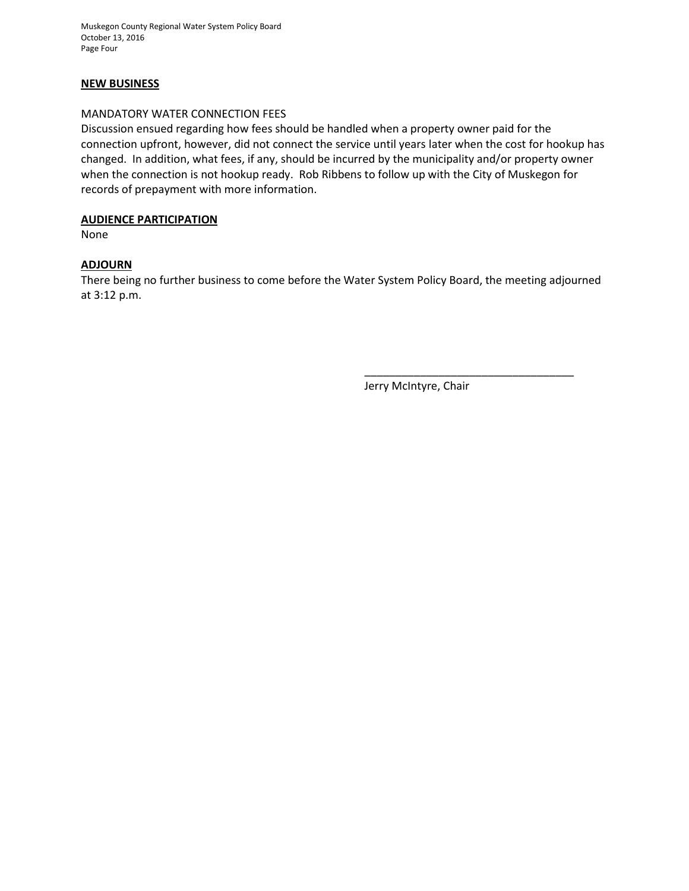## NEW BUSINESS

MANDATORY WATER CONNECTION FEES

Discussion ensued regarding how fees should be handled when a property owner paid for the connection upfront, however, did not connect the service until years later when the cost for hookup has changed. In addition, what fees, if any, should be incurred by the municipality and/or property owner when the connection is not hookup ready. Rob Ribbens to follow up with the City of Muskegon for records of prepayment with more information.

## AUDIENCE PARTICIPATION

None

## ADJOURN

There being no further business to come before the Water System Policy Board, the meeting adjourned at 3:12 p.m.

\_\_\_\_\_\_\_\_\_\_\_\_\_\_\_\_\_\_\_\_\_\_\_\_\_\_\_\_\_\_\_\_\_\_

Jerry McIntyre, Chair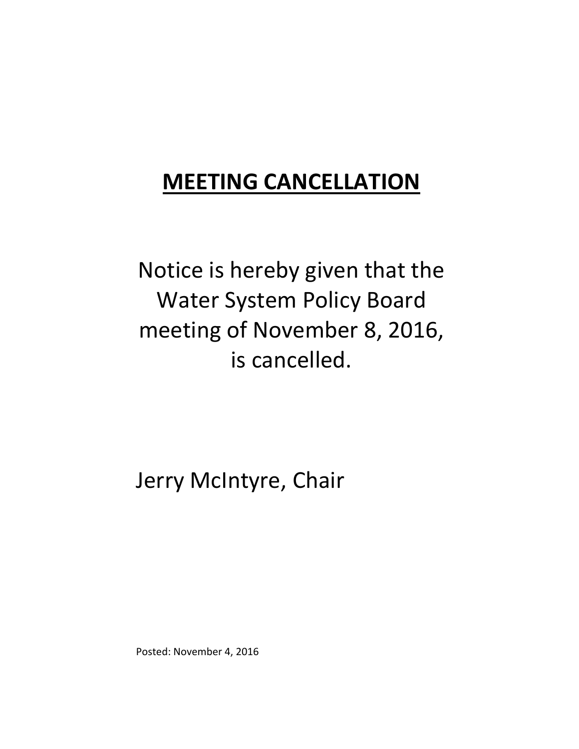# **MEETING CANCELLATION**

Notice is hereby given that the Water System Policy Board meeting of November 8, 2016, is cancelled.

Jerry McIntyre, Chair

Posted: November 4, 2016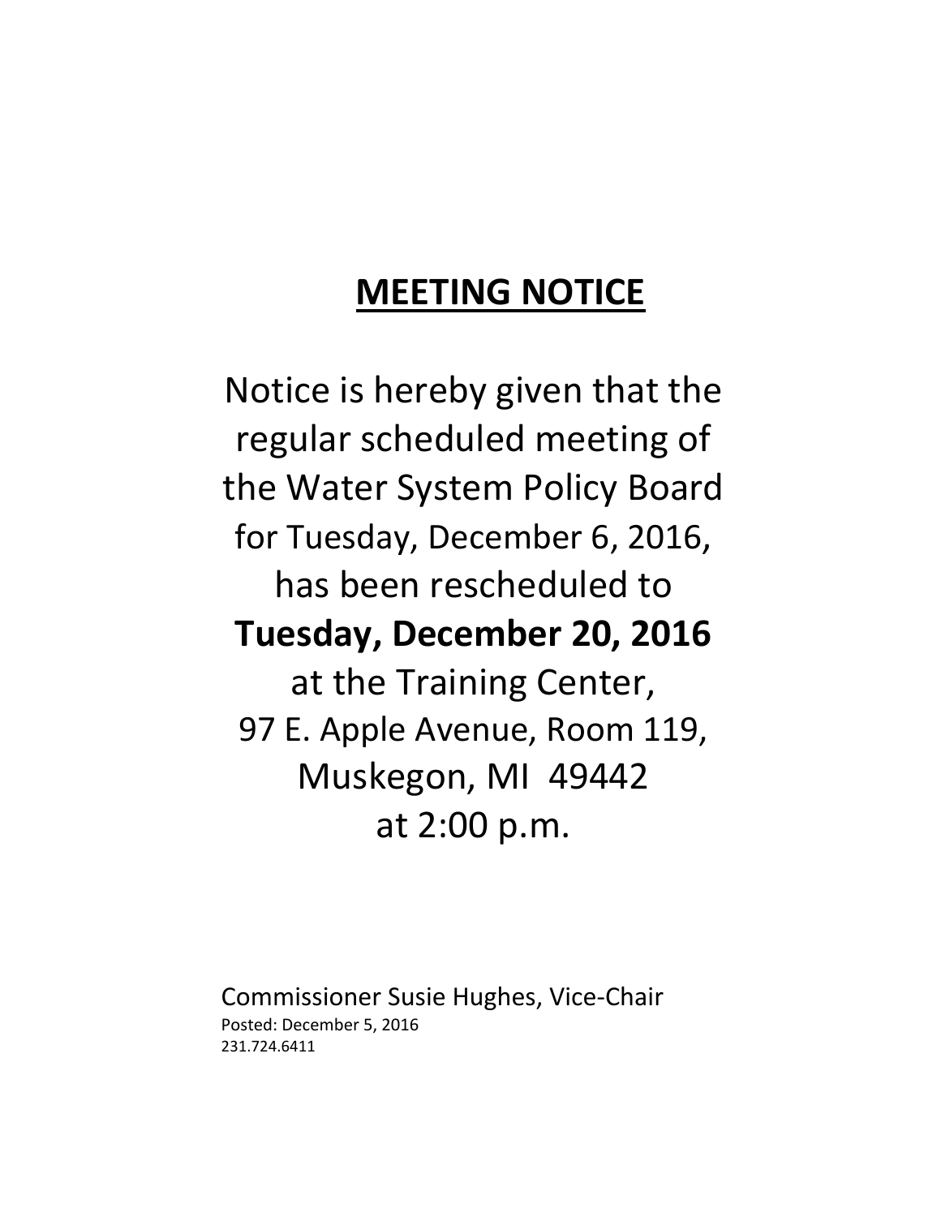# MEETING NOTICE

Notice is hereby given that the regular scheduled meeting of the Water System Policy Board for Tuesday, December 6, 2016, has been rescheduled to **Tuesday, December 20, 2016** at the Training Center, 97 E. Apple Avenue, Room 119, Muskegon, MI 49442 at 2:00 p.m.

Commissioner Susie Hughes, Vice-Chair
Posted: December 5, 2016
231.724.6411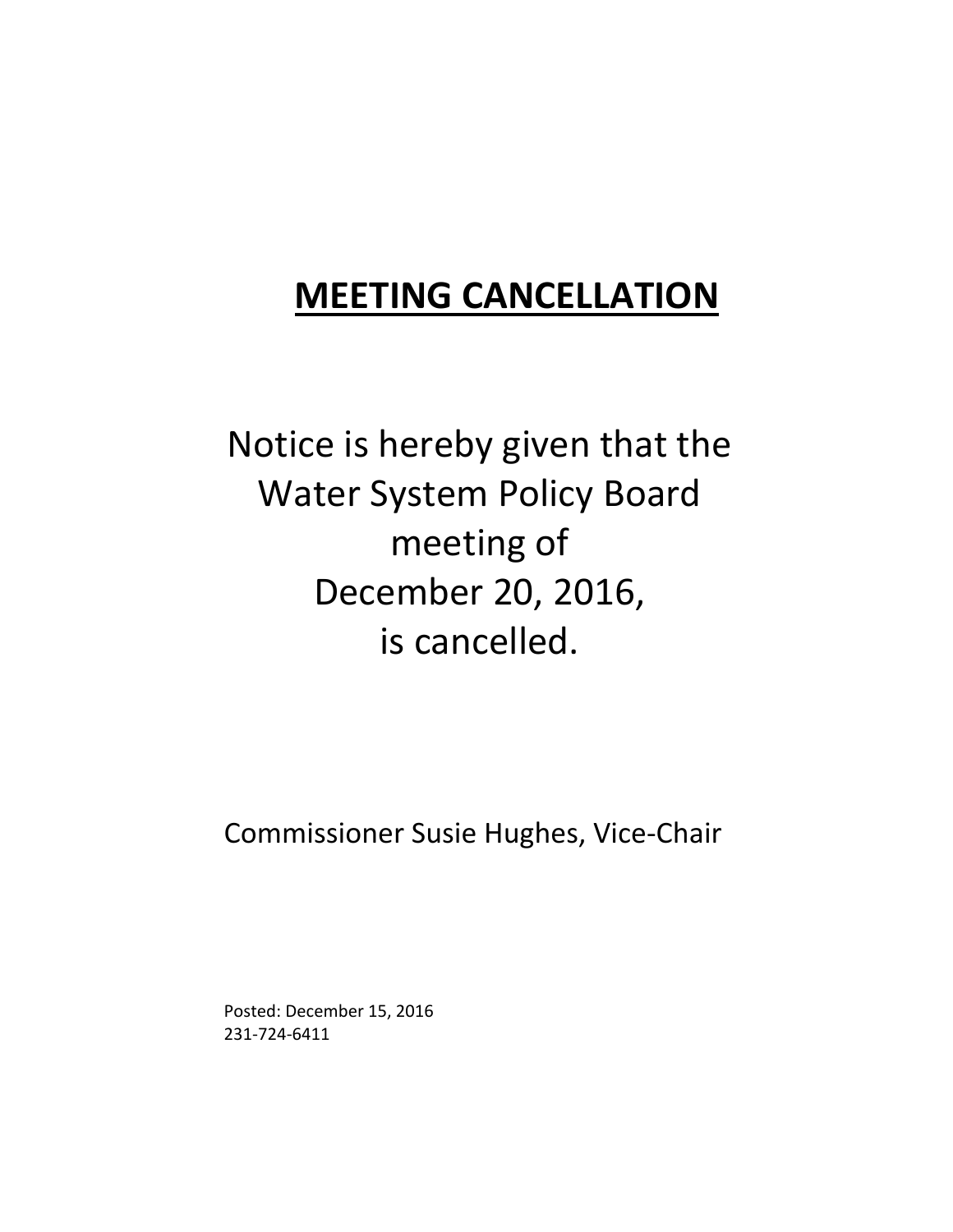# MEETING CANCELLATION

Notice is hereby given that the Water System Policy Board meeting of December 20, 2016, is cancelled.

Commissioner Susie Hughes, Vice-Chair

Posted: December 15, 2016
231-724-6411